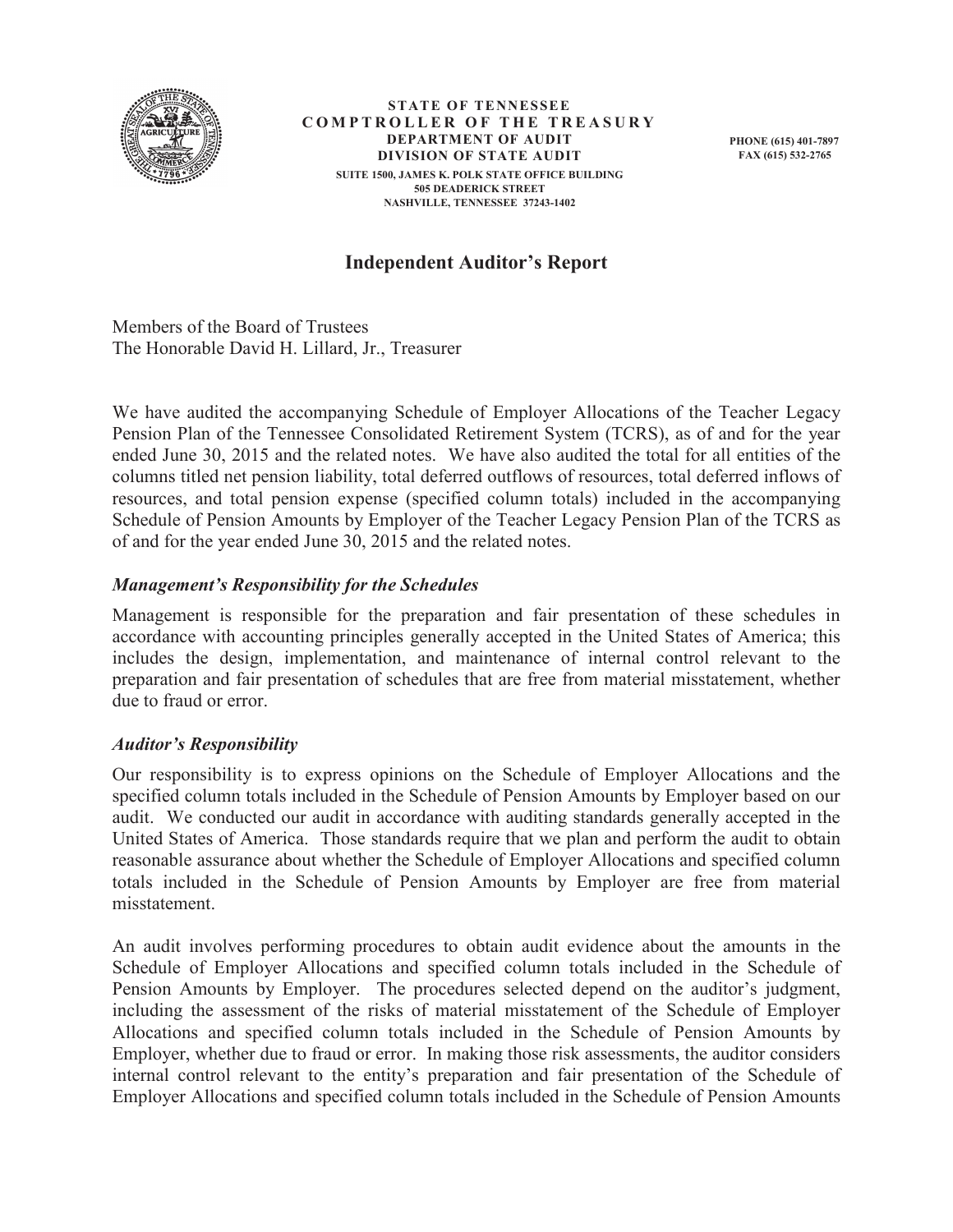STATE OF TENNESSEE
COMPTROLLER OF THE TREASURY
DEPARTMENT OF AUDIT
DIVISION OF STATE AUDIT
SUITE 1500, JAMES K. POLK STATE OFFICE BUILDING
505 DEADERICK STREET
NASHVILLE, TENNESSEE 37243-1402

PHONE (615) 401-7897
FAX (615) 532-2765

# Independent Auditor's Report

Members of the Board of Trustees
The Honorable David H. Lillard, Jr., Treasurer

We have audited the accompanying Schedule of Employer Allocations of the Teacher Legacy Pension Plan of the Tennessee Consolidated Retirement System (TCRS), as of and for the year ended June 30, 2015 and the related notes. We have also audited the total for all entities of the columns titled net pension liability, total deferred outflows of resources, total deferred inflows of resources, and total pension expense (specified column totals) included in the accompanying Schedule of Pension Amounts by Employer of the Teacher Legacy Pension Plan of the TCRS as of and for the year ended June 30, 2015 and the related notes.

### *Management's Responsibility for the Schedules*

Management is responsible for the preparation and fair presentation of these schedules in accordance with accounting principles generally accepted in the United States of America; this includes the design, implementation, and maintenance of internal control relevant to the preparation and fair presentation of schedules that are free from material misstatement, whether due to fraud or error.

### *Auditor's Responsibility*

Our responsibility is to express opinions on the Schedule of Employer Allocations and the specified column totals included in the Schedule of Pension Amounts by Employer based on our audit. We conducted our audit in accordance with auditing standards generally accepted in the United States of America. Those standards require that we plan and perform the audit to obtain reasonable assurance about whether the Schedule of Employer Allocations and specified column totals included in the Schedule of Pension Amounts by Employer are free from material misstatement.

An audit involves performing procedures to obtain audit evidence about the amounts in the Schedule of Employer Allocations and specified column totals included in the Schedule of Pension Amounts by Employer. The procedures selected depend on the auditor's judgment, including the assessment of the risks of material misstatement of the Schedule of Employer Allocations and specified column totals included in the Schedule of Pension Amounts by Employer, whether due to fraud or error. In making those risk assessments, the auditor considers internal control relevant to the entity's preparation and fair presentation of the Schedule of Employer Allocations and specified column totals included in the Schedule of Pension Amounts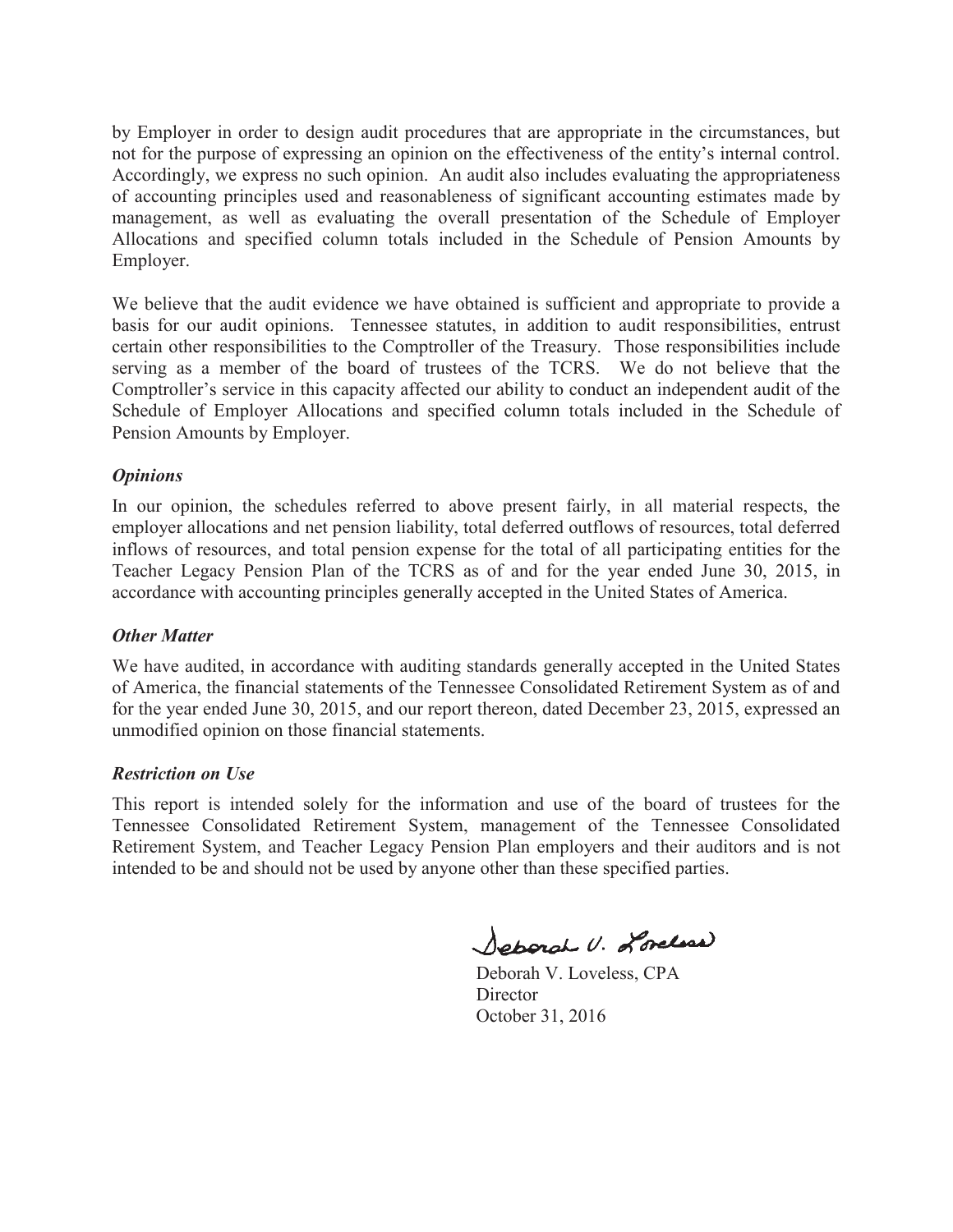by Employer in order to design audit procedures that are appropriate in the circumstances, but not for the purpose of expressing an opinion on the effectiveness of the entity's internal control. Accordingly, we express no such opinion. An audit also includes evaluating the appropriateness of accounting principles used and reasonableness of significant accounting estimates made by management, as well as evaluating the overall presentation of the Schedule of Employer Allocations and specified column totals included in the Schedule of Pension Amounts by Employer.

We believe that the audit evidence we have obtained is sufficient and appropriate to provide a basis for our audit opinions. Tennessee statutes, in addition to audit responsibilities, entrust certain other responsibilities to the Comptroller of the Treasury. Those responsibilities include serving as a member of the board of trustees of the TCRS. We do not believe that the Comptroller's service in this capacity affected our ability to conduct an independent audit of the Schedule of Employer Allocations and specified column totals included in the Schedule of Pension Amounts by Employer.

### *Opinions*

In our opinion, the schedules referred to above present fairly, in all material respects, the employer allocations and net pension liability, total deferred outflows of resources, total deferred inflows of resources, and total pension expense for the total of all participating entities for the Teacher Legacy Pension Plan of the TCRS as of and for the year ended June 30, 2015, in accordance with accounting principles generally accepted in the United States of America.

### *Other Matter*

We have audited, in accordance with auditing standards generally accepted in the United States of America, the financial statements of the Tennessee Consolidated Retirement System as of and for the year ended June 30, 2015, and our report thereon, dated December 23, 2015, expressed an unmodified opinion on those financial statements.

### *Restriction on Use*

This report is intended solely for the information and use of the board of trustees for the Tennessee Consolidated Retirement System, management of the Tennessee Consolidated Retirement System, and Teacher Legacy Pension Plan employers and their auditors and is not intended to be and should not be used by anyone other than these specified parties.

Deborah V. Loveless

Deborah V. Loveless, CPA
Director
October 31, 2016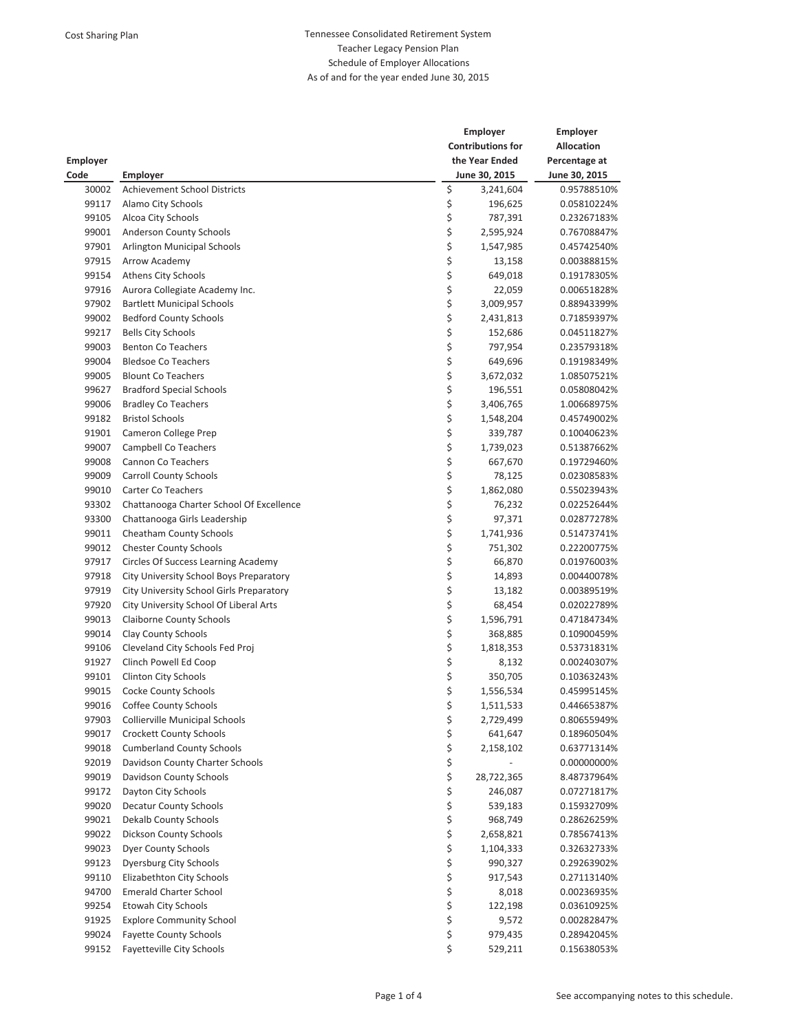Cost Sharing Plan

# Tennessee Consolidated Retirement System
## Teacher Legacy Pension Plan
### Schedule of Employer Allocations
### As of and for the year ended June 30, 2015

| Employer Code | Employer | Employer Contributions for the Year Ended June 30, 2015 | Employer Allocation Percentage at June 30, 2015 |
|---|---|---|---|
| 30002 | Achievement School Districts | $ 3,241,604 | 0.95788510% |
| 99117 | Alamo City Schools | $ 196,625 | 0.05810224% |
| 99105 | Alcoa City Schools | $ 787,391 | 0.23267183% |
| 99001 | Anderson County Schools | $ 2,595,924 | 0.76708847% |
| 97901 | Arlington Municipal Schools | $ 1,547,985 | 0.45742540% |
| 97915 | Arrow Academy | $ 13,158 | 0.00388815% |
| 99154 | Athens City Schools | $ 649,018 | 0.19178305% |
| 97916 | Aurora Collegiate Academy Inc. | $ 22,059 | 0.00651828% |
| 97902 | Bartlett Municipal Schools | $ 3,009,957 | 0.88943399% |
| 99002 | Bedford County Schools | $ 2,431,813 | 0.71859397% |
| 99217 | Bells City Schools | $ 152,686 | 0.04511827% |
| 99003 | Benton Co Teachers | $ 797,954 | 0.23579318% |
| 99004 | Bledsoe Co Teachers | $ 649,696 | 0.19198349% |
| 99005 | Blount Co Teachers | $ 3,672,032 | 1.08507521% |
| 99627 | Bradford Special Schools | $ 196,551 | 0.05808042% |
| 99006 | Bradley Co Teachers | $ 3,406,765 | 1.00668975% |
| 99182 | Bristol Schools | $ 1,548,204 | 0.45749002% |
| 91901 | Cameron College Prep | $ 339,787 | 0.10040623% |
| 99007 | Campbell Co Teachers | $ 1,739,023 | 0.51387662% |
| 99008 | Cannon Co Teachers | $ 667,670 | 0.19729460% |
| 99009 | Carroll County Schools | $ 78,125 | 0.02308583% |
| 99010 | Carter Co Teachers | $ 1,862,080 | 0.55023943% |
| 93302 | Chattanooga Charter School Of Excellence | $ 76,232 | 0.02252644% |
| 93300 | Chattanooga Girls Leadership | $ 97,371 | 0.02877278% |
| 99011 | Cheatham County Schools | $ 1,741,936 | 0.51473741% |
| 99012 | Chester County Schools | $ 751,302 | 0.22200775% |
| 97917 | Circles Of Success Learning Academy | $ 66,870 | 0.01976003% |
| 97918 | City University School Boys Preparatory | $ 14,893 | 0.00440078% |
| 97919 | City University School Girls Preparatory | $ 13,182 | 0.00389519% |
| 97920 | City University School Of Liberal Arts | $ 68,454 | 0.02022789% |
| 99013 | Claiborne County Schools | $ 1,596,791 | 0.47184734% |
| 99014 | Clay County Schools | $ 368,885 | 0.10900459% |
| 99106 | Cleveland City Schools Fed Proj | $ 1,818,353 | 0.53731831% |
| 91927 | Clinch Powell Ed Coop | $ 8,132 | 0.00240307% |
| 99101 | Clinton City Schools | $ 350,705 | 0.10363243% |
| 99015 | Cocke County Schools | $ 1,556,534 | 0.45995145% |
| 99016 | Coffee County Schools | $ 1,511,533 | 0.44665387% |
| 97903 | Collierville Municipal Schools | $ 2,729,499 | 0.80655949% |
| 99017 | Crockett County Schools | $ 641,647 | 0.18960504% |
| 99018 | Cumberland County Schools | $ 2,158,102 | 0.63771314% |
| 92019 | Davidson County Charter Schools | $ - | 0.00000000% |
| 99019 | Davidson County Schools | $ 28,722,365 | 8.48737964% |
| 99172 | Dayton City Schools | $ 246,087 | 0.07271817% |
| 99020 | Decatur County Schools | $ 539,183 | 0.15932709% |
| 99021 | Dekalb County Schools | $ 968,749 | 0.28626259% |
| 99022 | Dickson County Schools | $ 2,658,821 | 0.78567413% |
| 99023 | Dyer County Schools | $ 1,104,333 | 0.32632733% |
| 99123 | Dyersburg City Schools | $ 990,327 | 0.29263902% |
| 99110 | Elizabethton City Schools | $ 917,543 | 0.27113140% |
| 94700 | Emerald Charter School | $ 8,018 | 0.00236935% |
| 99254 | Etowah City Schools | $ 122,198 | 0.03610925% |
| 91925 | Explore Community School | $ 9,572 | 0.00282847% |
| 99024 | Fayette County Schools | $ 979,435 | 0.28942045% |
| 99152 | Fayetteville City Schools | $ 529,211 | 0.15638053% |

See accompanying notes to this schedule.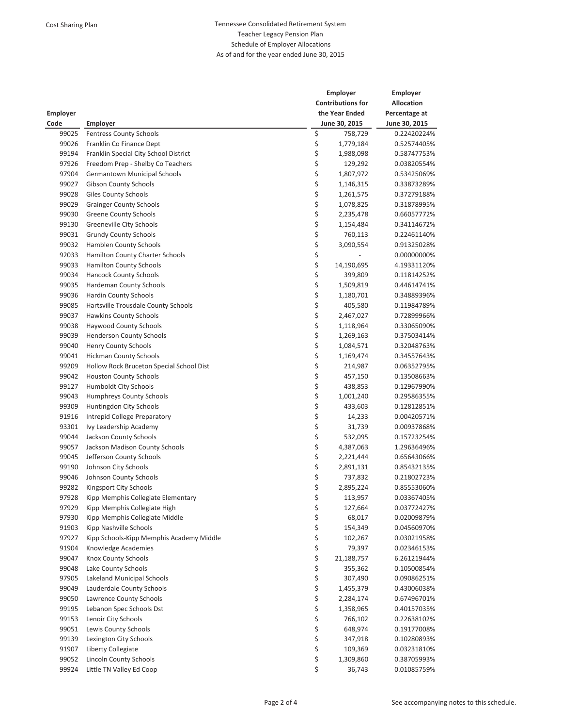Cost Sharing Plan

Tennessee Consolidated Retirement System
Teacher Legacy Pension Plan
Schedule of Employer Allocations
As of and for the year ended June 30, 2015

| Employer Code | Employer | Employer Contributions for the Year Ended June 30, 2015 | Employer Allocation Percentage at June 30, 2015 |
|---|---|---|---|
| 99025 | Fentress County Schools | $ 758,729 | 0.22420224% |
| 99026 | Franklin Co Finance Dept | $ 1,779,184 | 0.52574405% |
| 99194 | Franklin Special City School District | $ 1,988,098 | 0.58747753% |
| 97926 | Freedom Prep - Shelby Co Teachers | $ 129,292 | 0.03820554% |
| 97904 | Germantown Municipal Schools | $ 1,807,972 | 0.53425069% |
| 99027 | Gibson County Schools | $ 1,146,315 | 0.33873289% |
| 99028 | Giles County Schools | $ 1,261,575 | 0.37279188% |
| 99029 | Grainger County Schools | $ 1,078,825 | 0.31878995% |
| 99030 | Greene County Schools | $ 2,235,478 | 0.66057772% |
| 99130 | Greeneville City Schools | $ 1,154,484 | 0.34114672% |
| 99031 | Grundy County Schools | $ 760,113 | 0.22461140% |
| 99032 | Hamblen County Schools | $ 3,090,554 | 0.91325028% |
| 92033 | Hamilton County Charter Schools | $ - | 0.00000000% |
| 99033 | Hamilton County Schools | $ 14,190,695 | 4.19331120% |
| 99034 | Hancock County Schools | $ 399,809 | 0.11814252% |
| 99035 | Hardeman County Schools | $ 1,509,819 | 0.44614741% |
| 99036 | Hardin County Schools | $ 1,180,701 | 0.34889396% |
| 99085 | Hartsville Trousdale County Schools | $ 405,580 | 0.11984789% |
| 99037 | Hawkins County Schools | $ 2,467,027 | 0.72899966% |
| 99038 | Haywood County Schools | $ 1,118,964 | 0.33065090% |
| 99039 | Henderson County Schools | $ 1,269,163 | 0.37503414% |
| 99040 | Henry County Schools | $ 1,084,571 | 0.32048763% |
| 99041 | Hickman County Schools | $ 1,169,474 | 0.34557643% |
| 99209 | Hollow Rock Bruceton Special School Dist | $ 214,987 | 0.06352795% |
| 99042 | Houston County Schools | $ 457,150 | 0.13508663% |
| 99127 | Humboldt City Schools | $ 438,853 | 0.12967990% |
| 99043 | Humphreys County Schools | $ 1,001,240 | 0.29586355% |
| 99309 | Huntingdon City Schools | $ 433,603 | 0.12812851% |
| 91916 | Intrepid College Preparatory | $ 14,233 | 0.00420571% |
| 93301 | Ivy Leadership Academy | $ 31,739 | 0.00937868% |
| 99044 | Jackson County Schools | $ 532,095 | 0.15723254% |
| 99057 | Jackson Madison County Schools | $ 4,387,063 | 1.29636496% |
| 99045 | Jefferson County Schools | $ 2,221,444 | 0.65643066% |
| 99190 | Johnson City Schools | $ 2,891,131 | 0.85432135% |
| 99046 | Johnson County Schools | $ 737,832 | 0.21802723% |
| 99282 | Kingsport City Schools | $ 2,895,224 | 0.85553060% |
| 97928 | Kipp Memphis Collegiate Elementary | $ 113,957 | 0.03367405% |
| 97929 | Kipp Memphis Collegiate High | $ 127,664 | 0.03772427% |
| 97930 | Kipp Memphis Collegiate Middle | $ 68,017 | 0.02009879% |
| 91903 | Kipp Nashville Schools | $ 154,349 | 0.04560970% |
| 97927 | Kipp Schools-Kipp Memphis Academy Middle | $ 102,267 | 0.03021958% |
| 91904 | Knowledge Academies | $ 79,397 | 0.02346153% |
| 99047 | Knox County Schools | $ 21,188,757 | 6.26121944% |
| 99048 | Lake County Schools | $ 355,362 | 0.10500854% |
| 97905 | Lakeland Municipal Schools | $ 307,490 | 0.09086251% |
| 99049 | Lauderdale County Schools | $ 1,455,379 | 0.43006038% |
| 99050 | Lawrence County Schools | $ 2,284,174 | 0.67496701% |
| 99195 | Lebanon Spec Schools Dst | $ 1,358,965 | 0.40157035% |
| 99153 | Lenoir City Schools | $ 766,102 | 0.22638102% |
| 99051 | Lewis County Schools | $ 648,974 | 0.19177008% |
| 99139 | Lexington City Schools | $ 347,918 | 0.10280893% |
| 91907 | Liberty Collegiate | $ 109,369 | 0.03231810% |
| 99052 | Lincoln County Schools | $ 1,309,860 | 0.38705993% |
| 99924 | Little TN Valley Ed Coop | $ 36,743 | 0.01085759% |

See accompanying notes to this schedule.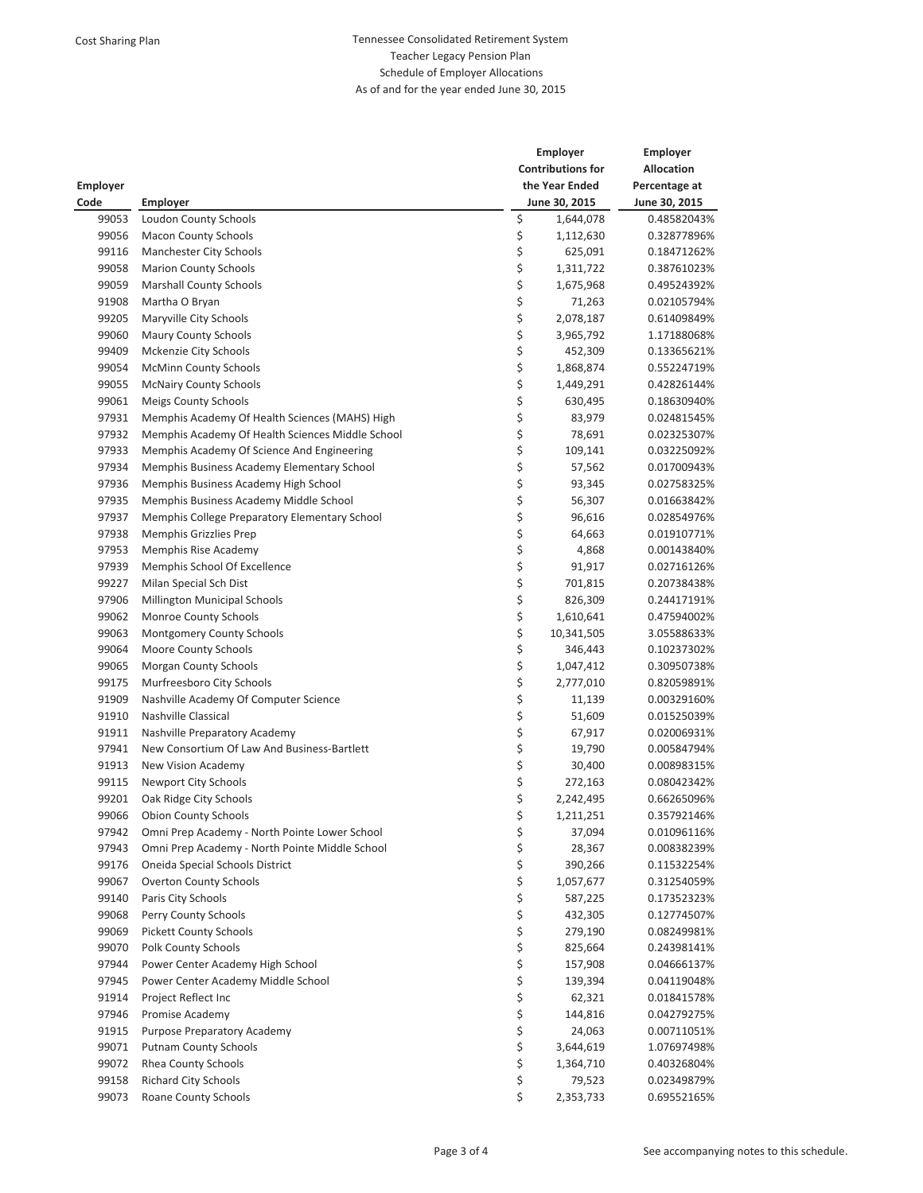Cost Sharing Plan

Tennessee Consolidated Retirement System
Teacher Legacy Pension Plan
Schedule of Employer Allocations
As of and for the year ended June 30, 2015

| Employer Code | Employer | Employer Contributions for the Year Ended June 30, 2015 | Employer Allocation Percentage at June 30, 2015 |
|---|---|---|---|
| 99053 | Loudon County Schools | $ 1,644,078 | 0.48582043% |
| 99056 | Macon County Schools | $ 1,112,630 | 0.32877896% |
| 99116 | Manchester City Schools | $ 625,091 | 0.18471262% |
| 99058 | Marion County Schools | $ 1,311,722 | 0.38761023% |
| 99059 | Marshall County Schools | $ 1,675,968 | 0.49524392% |
| 91908 | Martha O Bryan | $ 71,263 | 0.02105794% |
| 99205 | Maryville City Schools | $ 2,078,187 | 0.61409849% |
| 99060 | Maury County Schools | $ 3,965,792 | 1.17188068% |
| 99409 | Mckenzie City Schools | $ 452,309 | 0.13365621% |
| 99054 | McMinn County Schools | $ 1,868,874 | 0.55224719% |
| 99055 | McNairy County Schools | $ 1,449,291 | 0.42826144% |
| 99061 | Meigs County Schools | $ 630,495 | 0.18630940% |
| 97931 | Memphis Academy Of Health Sciences (MAHS) High | $ 83,979 | 0.02481545% |
| 97932 | Memphis Academy Of Health Sciences Middle School | $ 78,691 | 0.02325307% |
| 97933 | Memphis Academy Of Science And Engineering | $ 109,141 | 0.03225092% |
| 97934 | Memphis Business Academy Elementary School | $ 57,562 | 0.01700943% |
| 97936 | Memphis Business Academy High School | $ 93,345 | 0.02758325% |
| 97935 | Memphis Business Academy Middle School | $ 56,307 | 0.01663842% |
| 97937 | Memphis College Preparatory Elementary School | $ 96,616 | 0.02854976% |
| 97938 | Memphis Grizzlies Prep | $ 64,663 | 0.01910771% |
| 97953 | Memphis Rise Academy | $ 4,868 | 0.00143840% |
| 97939 | Memphis School Of Excellence | $ 91,917 | 0.02716126% |
| 99227 | Milan Special Sch Dist | $ 701,815 | 0.20738438% |
| 97906 | Millington Municipal Schools | $ 826,309 | 0.24417191% |
| 99062 | Monroe County Schools | $ 1,610,641 | 0.47594002% |
| 99063 | Montgomery County Schools | $ 10,341,505 | 3.05588633% |
| 99064 | Moore County Schools | $ 346,443 | 0.10237302% |
| 99065 | Morgan County Schools | $ 1,047,412 | 0.30950738% |
| 99175 | Murfreesboro City Schools | $ 2,777,010 | 0.82059891% |
| 91909 | Nashville Academy Of Computer Science | $ 11,139 | 0.00329160% |
| 91910 | Nashville Classical | $ 51,609 | 0.01525039% |
| 91911 | Nashville Preparatory Academy | $ 67,917 | 0.02006931% |
| 97941 | New Consortium Of Law And Business-Bartlett | $ 19,790 | 0.00584794% |
| 91913 | New Vision Academy | $ 30,400 | 0.00898315% |
| 99115 | Newport City Schools | $ 272,163 | 0.08042342% |
| 99201 | Oak Ridge City Schools | $ 2,242,495 | 0.66265096% |
| 99066 | Obion County Schools | $ 1,211,251 | 0.35792146% |
| 97942 | Omni Prep Academy - North Pointe Lower School | $ 37,094 | 0.01096116% |
| 97943 | Omni Prep Academy - North Pointe Middle School | $ 28,367 | 0.00838239% |
| 99176 | Oneida Special Schools District | $ 390,266 | 0.11532254% |
| 99067 | Overton County Schools | $ 1,057,677 | 0.31254059% |
| 99140 | Paris City Schools | $ 587,225 | 0.17352323% |
| 99068 | Perry County Schools | $ 432,305 | 0.12774507% |
| 99069 | Pickett County Schools | $ 279,190 | 0.08249981% |
| 99070 | Polk County Schools | $ 825,664 | 0.24398141% |
| 97944 | Power Center Academy High School | $ 157,908 | 0.04666137% |
| 97945 | Power Center Academy Middle School | $ 139,394 | 0.04119048% |
| 91914 | Project Reflect Inc | $ 62,321 | 0.01841578% |
| 97946 | Promise Academy | $ 144,816 | 0.04279275% |
| 91915 | Purpose Preparatory Academy | $ 24,063 | 0.00711051% |
| 99071 | Putnam County Schools | $ 3,644,619 | 1.07697498% |
| 99072 | Rhea County Schools | $ 1,364,710 | 0.40326804% |
| 99158 | Richard City Schools | $ 79,523 | 0.02349879% |
| 99073 | Roane County Schools | $ 2,353,733 | 0.69552165% |

See accompanying notes to this schedule.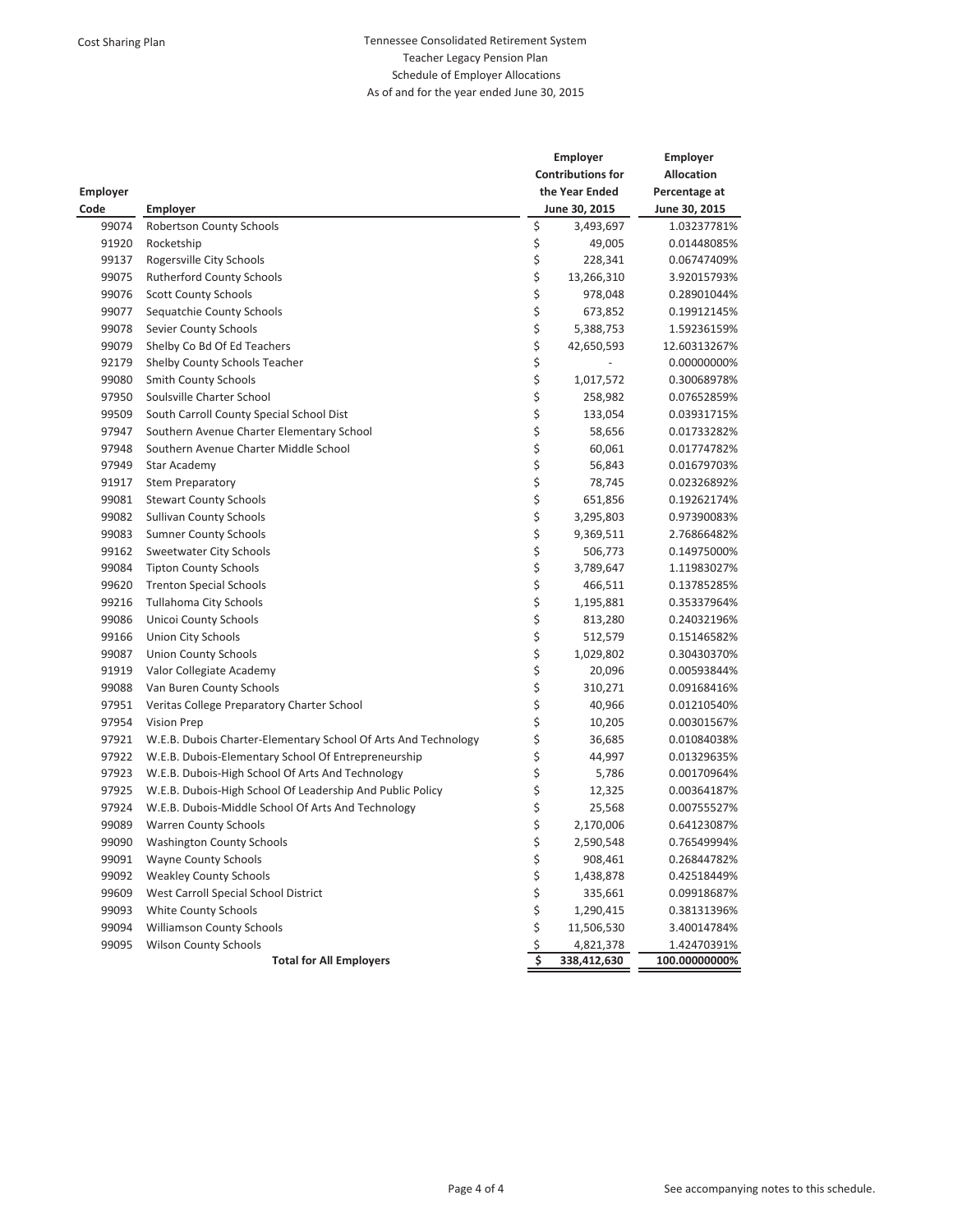Cost Sharing Plan

# Tennessee Consolidated Retirement System
## Teacher Legacy Pension Plan
### Schedule of Employer Allocations
### As of and for the year ended June 30, 2015

| Employer Code | Employer | Employer Contributions for the Year Ended June 30, 2015 | Employer Allocation Percentage at June 30, 2015 |
|---|---|---|---|
| 99074 | Robertson County Schools | $ 3,493,697 | 1.03237781% |
| 91920 | Rocketship | $ 49,005 | 0.01448085% |
| 99137 | Rogersville City Schools | $ 228,341 | 0.06747409% |
| 99075 | Rutherford County Schools | $ 13,266,310 | 3.92015793% |
| 99076 | Scott County Schools | $ 978,048 | 0.28901044% |
| 99077 | Sequatchie County Schools | $ 673,852 | 0.19912145% |
| 99078 | Sevier County Schools | $ 5,388,753 | 1.59236159% |
| 99079 | Shelby Co Bd Of Ed Teachers | $ 42,650,593 | 12.60313267% |
| 92179 | Shelby County Schools Teacher | $ - | 0.00000000% |
| 99080 | Smith County Schools | $ 1,017,572 | 0.30068978% |
| 97950 | Soulsville Charter School | $ 258,982 | 0.07652859% |
| 99509 | South Carroll County Special School Dist | $ 133,054 | 0.03931715% |
| 97947 | Southern Avenue Charter Elementary School | $ 58,656 | 0.01733282% |
| 97948 | Southern Avenue Charter Middle School | $ 60,061 | 0.01774782% |
| 97949 | Star Academy | $ 56,843 | 0.01679703% |
| 91917 | Stem Preparatory | $ 78,745 | 0.02326892% |
| 99081 | Stewart County Schools | $ 651,856 | 0.19262174% |
| 99082 | Sullivan County Schools | $ 3,295,803 | 0.97390083% |
| 99083 | Sumner County Schools | $ 9,369,511 | 2.76866482% |
| 99162 | Sweetwater City Schools | $ 506,773 | 0.14975000% |
| 99084 | Tipton County Schools | $ 3,789,647 | 1.11983027% |
| 99620 | Trenton Special Schools | $ 466,511 | 0.13785285% |
| 99216 | Tullahoma City Schools | $ 1,195,881 | 0.35337964% |
| 99086 | Unicoi County Schools | $ 813,280 | 0.24032196% |
| 99166 | Union City Schools | $ 512,579 | 0.15146582% |
| 99087 | Union County Schools | $ 1,029,802 | 0.30430370% |
| 91919 | Valor Collegiate Academy | $ 20,096 | 0.00593844% |
| 99088 | Van Buren County Schools | $ 310,271 | 0.09168416% |
| 97951 | Veritas College Preparatory Charter School | $ 40,966 | 0.01210540% |
| 97954 | Vision Prep | $ 10,205 | 0.00301567% |
| 97921 | W.E.B. Dubois Charter-Elementary School Of Arts And Technology | $ 36,685 | 0.01084038% |
| 97922 | W.E.B. Dubois-Elementary School Of Entrepreneurship | $ 44,997 | 0.01329635% |
| 97923 | W.E.B. Dubois-High School Of Arts And Technology | $ 5,786 | 0.00170964% |
| 97925 | W.E.B. Dubois-High School Of Leadership And Public Policy | $ 12,325 | 0.00364187% |
| 97924 | W.E.B. Dubois-Middle School Of Arts And Technology | $ 25,568 | 0.00755527% |
| 99089 | Warren County Schools | $ 2,170,006 | 0.64123087% |
| 99090 | Washington County Schools | $ 2,590,548 | 0.76549994% |
| 99091 | Wayne County Schools | $ 908,461 | 0.26844782% |
| 99092 | Weakley County Schools | $ 1,438,878 | 0.42518449% |
| 99609 | West Carroll Special School District | $ 335,661 | 0.09918687% |
| 99093 | White County Schools | $ 1,290,415 | 0.38131396% |
| 99094 | Williamson County Schools | $ 11,506,530 | 3.40014784% |
| 99095 | Wilson County Schools | $ 4,821,378 | 1.42470391% |
| | **Total for All Employers** | **$ 338,412,630** | **100.00000000%** |

See accompanying notes to this schedule.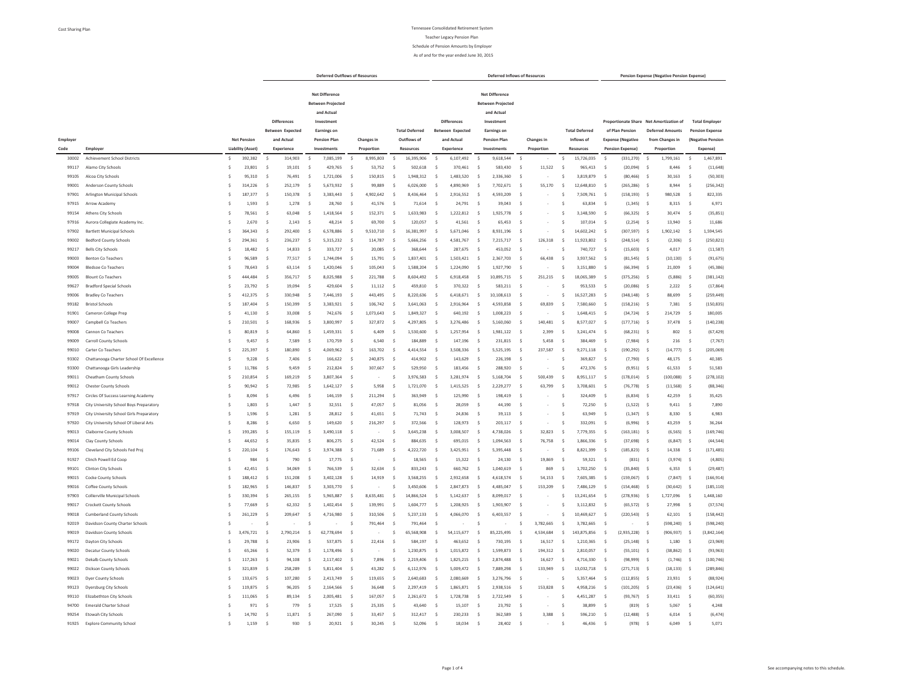Cost Sharing Plan

Tennessee Consolidated Retirement System

Teacher Legacy Pension Plan

Schedule of Pension Amounts by Employer

As of and for the year ended June 30, 2015

| Employer Code | Employer | Net Pension Liability (Asset) | Deferred Outflows of Resources: Differences Between Expected and Actual Experience | Deferred Outflows of Resources: Net Difference Between Projected and Actual Investment Earnings on Pension Plan Investments | Deferred Outflows of Resources: Changes in Proportion | Total Deferred Outflows of Resources | Deferred Inflows of Resources: Differences Between Expected and Actual Experience | Deferred Inflows of Resources: Net Difference Between Projected and Actual Investment Earnings on Pension Plan Investments | Deferred Inflows of Resources: Changes in Proportion | Total Deferred Inflows of Resources | Pension Expense: Proportionate Share of Plan Pension Expense (Negative Pension Expense) | Pension Expense: Net Amortization of Deferred Amounts from Changes in Proportion | Total Employer Pension Expense (Negative Pension Expense) |
|---|---|---|---|---|---|---|---|---|---|---|---|---|---|
| 30002 | Achievement School Districts | $ 392,382 | $ 314,903 | $ 7,085,199 | $ 8,995,803 | $ 16,395,906 | $ 6,107,492 | $ 9,618,544 | $ - | $ 15,726,035 | $ (331,270) | $ 1,799,161 | $ 1,467,891 |
| 99117 | Alamo City Schools | $ 23,801 | $ 19,101 | $ 429,765 | $ 53,752 | $ 502,618 | $ 370,461 | $ 583,430 | $ 11,522 | $ 965,413 | $ (20,094) | $ 8,446 | $ (11,648) |
| 99105 | Alcoa City Schools | $ 95,310 | $ 76,491 | $ 1,721,006 | $ 150,815 | $ 1,948,312 | $ 1,483,520 | $ 2,336,360 | $ - | $ 3,819,879 | $ (80,466) | $ 30,163 | $ (50,303) |
| 99001 | Anderson County Schools | $ 314,226 | $ 252,179 | $ 5,673,932 | $ 99,889 | $ 6,026,000 | $ 4,890,969 | $ 7,702,671 | $ 55,170 | $ 12,648,810 | $ (265,286) | $ 8,944 | $ (256,342) |
| 97901 | Arlington Municipal Schools | $ 187,377 | $ 150,378 | $ 3,383,443 | $ 4,902,642 | $ 8,436,464 | $ 2,916,552 | $ 4,593,209 | $ - | $ 7,509,761 | $ (158,193) | $ 980,528 | $ 822,335 |
| 97915 | Arrow Academy | $ 1,593 | $ 1,278 | $ 28,760 | $ 41,576 | $ 71,614 | $ 24,791 | $ 39,043 | $ - | $ 63,834 | $ (1,345) | $ 8,315 | $ 6,971 |
| 99154 | Athens City Schools | $ 78,561 | $ 63,048 | $ 1,418,564 | $ 152,371 | $ 1,633,983 | $ 1,222,812 | $ 1,925,778 | $ - | $ 3,148,590 | $ (66,325) | $ 30,474 | $ (35,851) |
| 97916 | Aurora Collegiate Academy Inc. | $ 2,670 | $ 2,143 | $ 48,214 | $ 69,700 | $ 120,057 | $ 41,561 | $ 65,453 | $ - | $ 107,014 | $ (2,254) | $ 13,940 | $ 11,686 |
| 97902 | Bartlett Municipal Schools | $ 364,343 | $ 292,400 | $ 6,578,886 | $ 9,510,710 | $ 16,381,997 | $ 5,671,046 | $ 8,931,196 | $ - | $ 14,602,242 | $ (307,597) | $ 1,902,142 | $ 1,594,545 |
| 99002 | Bedford County Schools | $ 294,361 | $ 236,237 | $ 5,315,232 | $ 114,787 | $ 5,666,256 | $ 4,581,767 | $ 7,215,717 | $ 126,318 | $ 11,923,802 | $ (248,514) | $ (2,306) | $ (250,821) |
| 99217 | Bells City Schools | $ 18,482 | $ 14,833 | $ 333,727 | $ 20,085 | $ 368,644 | $ 287,675 | $ 453,052 | $ - | $ 740,727 | $ (15,603) | $ 4,017 | $ (11,587) |
| 99003 | Benton Co Teachers | $ 96,589 | $ 77,517 | $ 1,744,094 | $ 15,791 | $ 1,837,401 | $ 1,503,421 | $ 2,367,703 | $ 66,438 | $ 3,937,562 | $ (81,545) | $ (10,130) | $ (91,675) |
| 99004 | Bledsoe Co Teachers | $ 78,643 | $ 63,114 | $ 1,420,046 | $ 105,043 | $ 1,588,204 | $ 1,224,090 | $ 1,927,790 | $ - | $ 3,151,880 | $ (66,394) | $ 21,009 | $ (45,386) |
| 99005 | Blount Co Teachers | $ 444,484 | $ 356,717 | $ 8,025,988 | $ 221,788 | $ 8,604,492 | $ 6,918,458 | $ 10,895,715 | $ 251,215 | $ 18,065,389 | $ (375,256) | $ (5,886) | $ (381,142) |
| 99627 | Bradford Special Schools | $ 23,792 | $ 19,094 | $ 429,604 | $ 11,112 | $ 459,810 | $ 370,322 | $ 583,211 | $ - | $ 953,533 | $ (20,086) | $ 2,222 | $ (17,864) |
| 99006 | Bradley Co Teachers | $ 412,375 | $ 330,948 | $ 7,446,193 | $ 443,495 | $ 8,220,636 | $ 6,418,671 | $ 10,108,613 | $ - | $ 16,527,283 | $ (348,148) | $ 88,699 | $ (259,449) |
| 99182 | Bristol Schools | $ 187,404 | $ 150,399 | $ 3,383,921 | $ 106,742 | $ 3,641,063 | $ 2,916,964 | $ 4,593,858 | $ 69,839 | $ 7,580,660 | $ (158,216) | $ 7,381 | $ (150,835) |
| 91901 | Cameron College Prep | $ 41,130 | $ 33,008 | $ 742,676 | $ 1,073,643 | $ 1,849,327 | $ 640,192 | $ 1,008,223 | $ - | $ 1,648,415 | $ (34,724) | $ 214,729 | $ 180,005 |
| 99007 | Campbell Co Teachers | $ 210,501 | $ 168,936 | $ 3,800,997 | $ 327,872 | $ 4,297,805 | $ 3,276,486 | $ 5,160,060 | $ 140,481 | $ 8,577,027 | $ (177,716) | $ 37,478 | $ (140,238) |
| 99008 | Cannon Co Teachers | $ 80,819 | $ 64,860 | $ 1,459,331 | $ 6,409 | $ 1,530,600 | $ 1,257,954 | $ 1,981,122 | $ 2,399 | $ 3,241,474 | $ (68,231) | $ 802 | $ (67,429) |
| 99009 | Carroll County Schools | $ 9,457 | $ 7,589 | $ 170,759 | $ 6,540 | $ 184,889 | $ 147,196 | $ 231,815 | $ 5,458 | $ 384,469 | $ (7,984) | $ 216 | $ (7,767) |
| 99010 | Carter Co Teachers | $ 225,397 | $ 180,890 | $ 4,069,962 | $ 163,702 | $ 4,414,554 | $ 3,508,336 | $ 5,525,195 | $ 237,587 | $ 9,271,118 | $ (190,292) | $ (14,777) | $ (205,069) |
| 93302 | Chattanooga Charter School Of Excellence | $ 9,228 | $ 7,406 | $ 166,622 | $ 240,875 | $ 414,902 | $ 143,629 | $ 226,198 | $ - | $ 369,827 | $ (7,790) | $ 48,175 | $ 40,385 |
| 93300 | Chattanooga Girls Leadership | $ 11,786 | $ 9,459 | $ 212,824 | $ 307,667 | $ 529,950 | $ 183,456 | $ 288,920 | $ - | $ 472,376 | $ (9,951) | $ 61,533 | $ 51,583 |
| 99011 | Cheatham County Schools | $ 210,854 | $ 169,219 | $ 3,807,364 | $ - | $ 3,976,583 | $ 3,281,974 | $ 5,168,704 | $ 500,439 | $ 8,951,117 | $ (178,014) | $ (100,088) | $ (278,102) |
| 99012 | Chester County Schools | $ 90,942 | $ 72,985 | $ 1,642,127 | $ 5,958 | $ 1,721,070 | $ 1,415,525 | $ 2,229,277 | $ 63,799 | $ 3,708,601 | $ (76,778) | $ (11,568) | $ (88,346) |
| 97917 | Circles Of Success Learning Academy | $ 8,094 | $ 6,496 | $ 146,159 | $ 211,294 | $ 363,949 | $ 125,990 | $ 198,419 | $ - | $ 324,409 | $ (6,834) | $ 42,259 | $ 35,425 |
| 97918 | City University School Boys Preparatory | $ 1,803 | $ 1,447 | $ 32,551 | $ 47,057 | $ 81,056 | $ 28,059 | $ 44,190 | $ - | $ 72,250 | $ (1,522) | $ 9,411 | $ 7,890 |
| 97919 | City University School Girls Preparatory | $ 1,596 | $ 1,281 | $ 28,812 | $ 41,651 | $ 71,743 | $ 24,836 | $ 39,113 | $ - | $ 63,949 | $ (1,347) | $ 8,330 | $ 6,983 |
| 97920 | City University School Of Liberal Arts | $ 8,286 | $ 6,650 | $ 149,620 | $ 216,297 | $ 372,566 | $ 128,973 | $ 203,117 | $ - | $ 332,091 | $ (6,996) | $ 43,259 | $ 36,264 |
| 99013 | Claiborne County Schools | $ 193,285 | $ 155,119 | $ 3,490,118 | $ - | $ 3,645,238 | $ 3,008,507 | $ 4,738,026 | $ 32,823 | $ 7,779,355 | $ (163,181) | $ (6,565) | $ (169,746) |
| 99014 | Clay County Schools | $ 44,652 | $ 35,835 | $ 806,275 | $ 42,524 | $ 884,635 | $ 695,015 | $ 1,094,563 | $ 76,758 | $ 1,866,336 | $ (37,698) | $ (6,847) | $ (44,544) |
| 99106 | Cleveland City Schools Fed Proj | $ 220,104 | $ 176,643 | $ 3,974,388 | $ 71,689 | $ 4,222,720 | $ 3,425,951 | $ 5,395,448 | $ - | $ 8,821,399 | $ (185,823) | $ 14,338 | $ (171,485) |
| 91927 | Clinch Powell Ed Coop | $ 984 | $ 790 | $ 17,775 | $ - | $ 18,565 | $ 15,322 | $ 24,130 | $ 19,869 | $ 59,321 | $ (831) | $ (3,974) | $ (4,805) |
| 99101 | Clinton City Schools | $ 42,451 | $ 34,069 | $ 766,539 | $ 32,634 | $ 833,243 | $ 660,762 | $ 1,040,619 | $ 869 | $ 1,702,250 | $ (35,840) | $ 6,353 | $ (29,487) |
| 99015 | Cocke County Schools | $ 188,412 | $ 151,208 | $ 3,402,128 | $ 14,919 | $ 3,568,255 | $ 2,932,658 | $ 4,618,574 | $ 54,153 | $ 7,605,385 | $ (159,067) | $ (7,847) | $ (166,914) |
| 99016 | Coffee County Schools | $ 182,965 | $ 146,837 | $ 3,303,770 | $ - | $ 3,450,606 | $ 2,847,873 | $ 4,485,047 | $ 153,209 | $ 7,486,129 | $ (154,468) | $ (30,642) | $ (185,110) |
| 97903 | Collierville Municipal Schools | $ 330,394 | $ 265,155 | $ 5,965,887 | $ 8,635,481 | $ 14,866,524 | $ 5,142,637 | $ 8,099,017 | $ - | $ 13,241,654 | $ (278,936) | $ 1,727,096 | $ 1,448,160 |
| 99017 | Crockett County Schools | $ 77,669 | $ 62,332 | $ 1,402,454 | $ 139,991 | $ 1,604,777 | $ 1,208,925 | $ 1,903,907 | $ - | $ 3,112,832 | $ (65,572) | $ 27,998 | $ (37,574) |
| 99018 | Cumberland County Schools | $ 261,229 | $ 209,647 | $ 4,716,980 | $ 310,506 | $ 5,237,133 | $ 4,066,070 | $ 6,403,557 | $ - | $ 10,469,627 | $ (220,543) | $ 62,101 | $ (158,442) |
| 92019 | Davidson County Charter Schools | $ - | $ - | $ - | $ 791,464 | $ 791,464 | $ - | $ - | $ 3,782,665 | $ 3,782,665 | $ - | $ (598,240) | $ (598,240) |
| 99019 | Davidson County Schools | $ 3,476,721 | $ 2,790,214 | $ 62,778,694 | $ - | $ 65,568,908 | $ 54,115,677 | $ 85,225,495 | $ 4,534,684 | $ 143,875,856 | $ (2,935,228) | $ (906,937) | $ (3,842,164) |
| 99172 | Dayton City Schools | $ 29,788 | $ 23,906 | $ 537,875 | $ 22,416 | $ 584,197 | $ 463,652 | $ 730,195 | $ 16,517 | $ 1,210,365 | $ (25,148) | $ 1,180 | $ (23,969) |
| 99020 | Decatur County Schools | $ 65,266 | $ 52,379 | $ 1,178,496 | $ - | $ 1,230,875 | $ 1,015,872 | $ 1,599,873 | $ 194,312 | $ 2,810,057 | $ (55,101) | $ (38,862) | $ (93,963) |
| 99021 | Dekalb County Schools | $ 117,263 | $ 94,108 | $ 2,117,402 | $ 7,896 | $ 2,219,406 | $ 1,825,215 | $ 2,874,488 | $ 16,627 | $ 4,716,330 | $ (98,999) | $ (1,746) | $ (100,746) |
| 99022 | Dickson County Schools | $ 321,839 | $ 258,289 | $ 5,811,404 | $ 43,282 | $ 6,112,976 | $ 5,009,472 | $ 7,889,298 | $ 133,949 | $ 13,032,718 | $ (271,713) | $ (18,133) | $ (289,846) |
| 99023 | Dyer County Schools | $ 133,675 | $ 107,280 | $ 2,413,749 | $ 119,655 | $ 2,640,683 | $ 2,080,669 | $ 3,276,796 | $ - | $ 5,357,464 | $ (112,855) | $ 23,931 | $ (88,924) |
| 99123 | Dyersburg City Schools | $ 119,875 | $ 96,205 | $ 2,164,566 | $ 36,648 | $ 2,297,419 | $ 1,865,871 | $ 2,938,516 | $ 153,828 | $ 4,958,216 | $ (101,205) | $ (23,436) | $ (124,641) |
| 99110 | Elizabethton City Schools | $ 111,065 | $ 89,134 | $ 2,005,481 | $ 167,057 | $ 2,261,672 | $ 1,728,738 | $ 2,722,549 | $ - | $ 4,451,287 | $ (93,767) | $ 33,411 | $ (60,355) |
| 94700 | Emerald Charter School | $ 971 | $ 779 | $ 17,525 | $ 25,335 | $ 43,640 | $ 15,107 | $ 23,792 | $ - | $ 38,899 | $ (819) | $ 5,067 | $ 4,248 |
| 99254 | Etowah City Schools | $ 14,792 | $ 11,871 | $ 267,090 | $ 33,457 | $ 312,417 | $ 230,233 | $ 362,589 | $ 3,388 | $ 596,210 | $ (12,488) | $ 6,014 | $ (6,474) |
| 91925 | Explore Community School | $ 1,159 | $ 930 | $ 20,921 | $ 30,245 | $ 52,096 | $ 18,034 | $ 28,402 | $ - | $ 46,436 | $ (978) | $ 6,049 | $ 5,071 |

See accompanying notes to this schedule.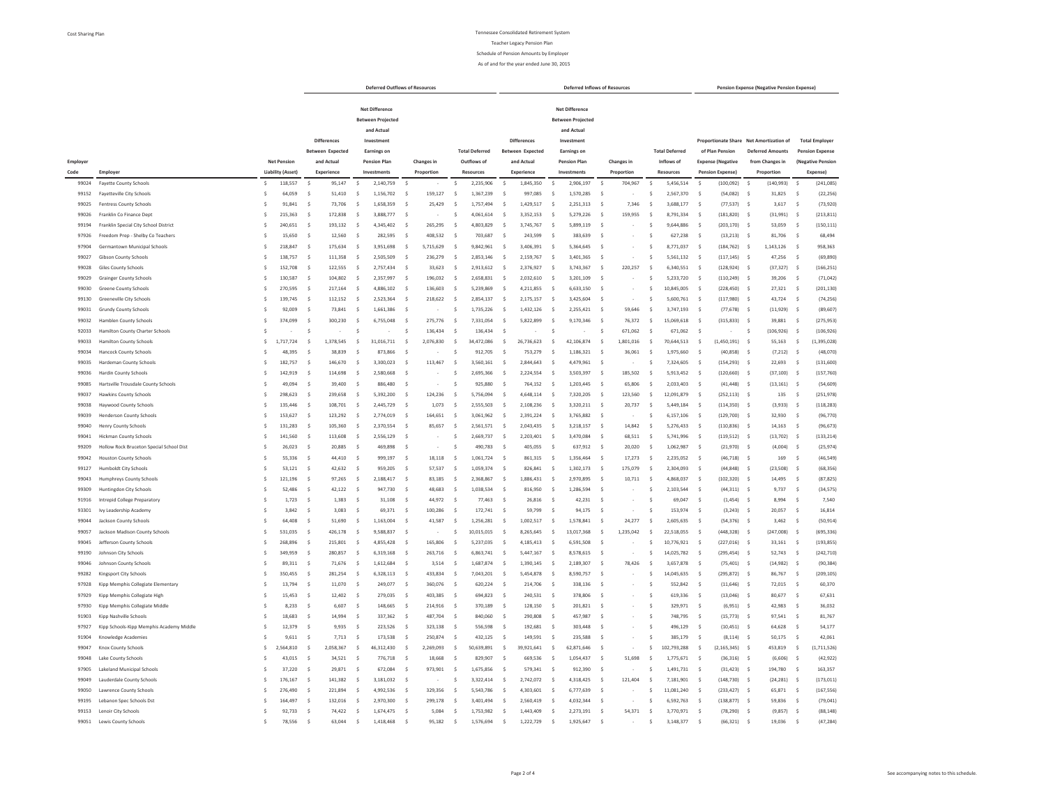Cost Sharing Plan

# Tennessee Consolidated Retirement System

## Teacher Legacy Pension Plan

### Schedule of Pension Amounts by Employer

As of and for the year ended June 30, 2015

| | | | Deferred Outflows of Resources | | | | Deferred Inflows of Resources | | | | Pension Expense (Negative Pension Expense) | | |
|---|---|---|---|---|---|---|---|---|---|---|---|---|---|
| Employer Code | Employer | Net Pension Liability (Asset) | Differences Between Expected and Actual Experience | Net Difference Between Projected and Actual Investment Earnings on Pension Plan Investments | Changes in Proportion | Total Deferred Outflows of Resources | Differences Between Expected and Actual Experience | Net Difference Between Projected and Actual Investment Earnings on Pension Plan Investments | Changes in Proportion | Total Deferred Inflows of Resources | Proportionate Share of Plan Pension Expense (Negative Pension Expense) | Net Amortization of Deferred Amounts from Changes in Proportion | Total Employer Pension Expense (Negative Pension Expense) |
| 99024 | Fayette County Schools | $ 118,557 | $ 95,147 | $ 2,140,759 | $ - | $ 2,235,906 | $ 1,845,350 | $ 2,906,197 | $ 704,967 | $ 5,456,514 | $ (100,092) | $ (140,993) | $ (241,085) |
| 99152 | Fayetteville City Schools | $ 64,059 | $ 51,410 | $ 1,156,702 | $ 159,127 | $ 1,367,239 | $ 997,085 | $ 1,570,285 | $ - | $ 2,567,370 | $ (54,082) | $ 31,825 | $ (22,256) |
| 99025 | Fentress County Schools | $ 91,841 | $ 73,706 | $ 1,658,359 | $ 25,429 | $ 1,757,494 | $ 1,429,517 | $ 2,251,313 | $ 7,346 | $ 3,688,177 | $ (77,537) | $ 3,617 | $ (73,920) |
| 99026 | Franklin Co Finance Dept | $ 215,363 | $ 172,838 | $ 3,888,777 | $ - | $ 4,061,614 | $ 3,352,153 | $ 5,279,226 | $ 159,955 | $ 8,791,334 | $ (181,820) | $ (31,991) | $ (213,811) |
| 99194 | Franklin Special City School District | $ 240,651 | $ 193,132 | $ 4,345,402 | $ 265,295 | $ 4,803,829 | $ 3,745,767 | $ 5,899,119 | $ - | $ 9,644,886 | $ (203,170) | $ 53,059 | $ (150,111) |
| 97926 | Freedom Prep - Shelby Co Teachers | $ 15,650 | $ 12,560 | $ 282,595 | $ 408,532 | $ 703,687 | $ 243,599 | $ 383,639 | $ - | $ 627,238 | $ (13,213) | $ 81,706 | $ 68,494 |
| 97904 | Germantown Municipal Schools | $ 218,847 | $ 175,634 | $ 3,951,698 | $ 5,715,629 | $ 9,842,961 | $ 3,406,391 | $ 5,364,645 | $ - | $ 8,771,037 | $ (184,762) | $ 1,143,126 | $ 958,363 |
| 99027 | Gibson County Schools | $ 138,757 | $ 111,358 | $ 2,505,509 | $ 236,279 | $ 2,853,146 | $ 2,159,767 | $ 3,401,365 | $ - | $ 5,561,132 | $ (117,145) | $ 47,256 | $ (69,890) |
| 99028 | Giles County Schools | $ 152,708 | $ 122,555 | $ 2,757,434 | $ 33,623 | $ 2,913,612 | $ 2,376,927 | $ 3,743,367 | $ 220,257 | $ 6,340,551 | $ (128,924) | $ (37,327) | $ (166,251) |
| 99029 | Grainger County Schools | $ 130,587 | $ 104,802 | $ 2,357,997 | $ 196,032 | $ 2,658,831 | $ 2,032,610 | $ 3,201,109 | $ - | $ 5,233,720 | $ (110,249) | $ 39,206 | $ (71,042) |
| 99030 | Greene County Schools | $ 270,595 | $ 217,164 | $ 4,886,102 | $ 136,603 | $ 5,239,869 | $ 4,211,855 | $ 6,633,150 | $ - | $ 10,845,005 | $ (228,450) | $ 27,321 | $ (201,130) |
| 99130 | Greeneville City Schools | $ 139,745 | $ 112,152 | $ 2,523,364 | $ 218,622 | $ 2,854,137 | $ 2,175,157 | $ 3,425,604 | $ - | $ 5,600,761 | $ (117,980) | $ 43,724 | $ (74,256) |
| 99031 | Grundy County Schools | $ 92,009 | $ 73,841 | $ 1,661,386 | $ - | $ 1,735,226 | $ 1,432,126 | $ 2,255,421 | $ 59,646 | $ 3,747,193 | $ (77,678) | $ (11,929) | $ (89,607) |
| 99032 | Hamblen County Schools | $ 374,099 | $ 300,230 | $ 6,755,048 | $ 275,776 | $ 7,331,054 | $ 5,822,899 | $ 9,170,346 | $ 76,372 | $ 15,069,618 | $ (315,833) | $ 39,881 | $ (275,953) |
| 92033 | Hamilton County Charter Schools | $ - | $ - | $ - | $ 136,434 | $ 136,434 | $ - | $ - | $ 671,062 | $ 671,062 | $ - | $ (106,926) | $ (106,926) |
| 99033 | Hamilton County Schools | $ 1,717,724 | $ 1,378,545 | $ 31,016,711 | $ 2,076,830 | $ 34,472,086 | $ 26,736,623 | $ 42,106,874 | $ 1,801,016 | $ 70,644,513 | $ (1,450,191) | $ 55,163 | $ (1,395,028) |
| 99034 | Hancock County Schools | $ 48,395 | $ 38,839 | $ 873,866 | $ - | $ 912,705 | $ 753,279 | $ 1,186,321 | $ 36,061 | $ 1,975,660 | $ (40,858) | $ (7,212) | $ (48,070) |
| 99035 | Hardeman County Schools | $ 182,757 | $ 146,670 | $ 3,300,023 | $ 113,467 | $ 3,560,161 | $ 2,844,643 | $ 4,479,961 | $ - | $ 7,324,605 | $ (154,293) | $ 22,693 | $ (131,600) |
| 99036 | Hardin County Schools | $ 142,919 | $ 114,698 | $ 2,580,668 | $ - | $ 2,695,366 | $ 2,224,554 | $ 3,503,397 | $ 185,502 | $ 5,913,452 | $ (120,660) | $ (37,100) | $ (157,760) |
| 99085 | Hartsville Trousdale County Schools | $ 49,094 | $ 39,400 | $ 886,480 | $ - | $ 925,880 | $ 764,152 | $ 1,203,445 | $ 65,806 | $ 2,033,403 | $ (41,448) | $ (13,161) | $ (54,609) |
| 99037 | Hawkins County Schools | $ 298,623 | $ 239,658 | $ 5,392,200 | $ 124,236 | $ 5,756,094 | $ 4,648,114 | $ 7,320,205 | $ 123,560 | $ 12,091,879 | $ (252,113) | $ 135 | $ (251,978) |
| 99038 | Haywood County Schools | $ 135,446 | $ 108,701 | $ 2,445,729 | $ 1,073 | $ 2,555,503 | $ 2,108,236 | $ 3,320,211 | $ 20,737 | $ 5,449,184 | $ (114,350) | $ (3,933) | $ (118,283) |
| 99039 | Henderson County Schools | $ 153,627 | $ 123,292 | $ 2,774,019 | $ 164,651 | $ 3,061,962 | $ 2,391,224 | $ 3,765,882 | $ - | $ 6,157,106 | $ (129,700) | $ 32,930 | $ (96,770) |
| 99040 | Henry County Schools | $ 131,283 | $ 105,360 | $ 2,370,554 | $ 85,657 | $ 2,561,571 | $ 2,043,435 | $ 3,218,157 | $ 14,842 | $ 5,276,433 | $ (110,836) | $ 14,163 | $ (96,673) |
| 99041 | Hickman County Schools | $ 141,560 | $ 113,608 | $ 2,556,129 | $ - | $ 2,669,737 | $ 2,203,401 | $ 3,470,084 | $ 68,511 | $ 5,741,996 | $ (119,512) | $ (13,702) | $ (133,214) |
| 99209 | Hollow Rock Bruceton Special School Dist | $ 26,023 | $ 20,885 | $ 469,898 | $ - | $ 490,783 | $ 405,055 | $ 637,912 | $ 20,020 | $ 1,062,987 | $ (21,970) | $ (4,004) | $ (25,974) |
| 99042 | Houston County Schools | $ 55,336 | $ 44,410 | $ 999,197 | $ 18,118 | $ 1,061,724 | $ 861,315 | $ 1,356,464 | $ 17,273 | $ 2,235,052 | $ (46,718) | $ 169 | $ (46,549) |
| 99127 | Humboldt City Schools | $ 53,121 | $ 42,632 | $ 959,205 | $ 57,537 | $ 1,059,374 | $ 826,841 | $ 1,302,173 | $ 175,079 | $ 2,304,093 | $ (44,848) | $ (23,508) | $ (68,356) |
| 99043 | Humphreys County Schools | $ 121,196 | $ 97,265 | $ 2,188,417 | $ 83,185 | $ 2,368,867 | $ 1,886,431 | $ 2,970,895 | $ 10,711 | $ 4,868,037 | $ (102,320) | $ 14,495 | $ (87,825) |
| 99309 | Huntingdon City Schools | $ 52,486 | $ 42,122 | $ 947,730 | $ 48,683 | $ 1,038,534 | $ 816,950 | $ 1,286,594 | $ - | $ 2,103,544 | $ (44,311) | $ 9,737 | $ (34,575) |
| 91916 | Intrepid College Preparatory | $ 1,723 | $ 1,383 | $ 31,108 | $ 44,972 | $ 77,463 | $ 26,816 | $ 42,231 | $ - | $ 69,047 | $ (1,454) | $ 8,994 | $ 7,540 |
| 93301 | Ivy Leadership Academy | $ 3,842 | $ 3,083 | $ 69,371 | $ 100,286 | $ 172,741 | $ 59,799 | $ 94,175 | $ - | $ 153,974 | $ (3,243) | $ 20,057 | $ 16,814 |
| 99044 | Jackson County Schools | $ 64,408 | $ 51,690 | $ 1,163,004 | $ 41,587 | $ 1,256,281 | $ 1,002,517 | $ 1,578,841 | $ 24,277 | $ 2,605,635 | $ (54,376) | $ 3,462 | $ (50,914) |
| 99057 | Jackson Madison County Schools | $ 531,035 | $ 426,178 | $ 9,588,837 | $ - | $ 10,015,015 | $ 8,265,645 | $ 13,017,368 | $ 1,235,042 | $ 22,518,055 | $ (448,328) | $ (247,008) | $ (695,336) |
| 99045 | Jefferson County Schools | $ 268,896 | $ 215,801 | $ 4,855,428 | $ 165,806 | $ 5,237,035 | $ 4,185,413 | $ 6,591,508 | $ - | $ 10,776,921 | $ (227,016) | $ 33,161 | $ (193,855) |
| 99190 | Johnson City Schools | $ 349,959 | $ 280,857 | $ 6,319,168 | $ 263,716 | $ 6,863,741 | $ 5,447,167 | $ 8,578,615 | $ - | $ 14,025,782 | $ (295,454) | $ 52,743 | $ (242,710) |
| 99046 | Johnson County Schools | $ 89,311 | $ 71,676 | $ 1,612,684 | $ 3,514 | $ 1,687,874 | $ 1,390,145 | $ 2,189,307 | $ 78,426 | $ 3,657,878 | $ (75,401) | $ (14,982) | $ (90,384) |
| 99282 | Kingsport City Schools | $ 350,455 | $ 281,254 | $ 6,328,113 | $ 433,834 | $ 7,043,201 | $ 5,454,878 | $ 8,590,757 | $ - | $ 14,045,635 | $ (295,872) | $ 86,767 | $ (209,105) |
| 97928 | Kipp Memphis Collegiate Elementary | $ 13,794 | $ 11,070 | $ 249,077 | $ 360,076 | $ 620,224 | $ 214,706 | $ 338,136 | $ - | $ 552,842 | $ (11,646) | $ 72,015 | $ 60,370 |
| 97929 | Kipp Memphis Collegiate High | $ 15,453 | $ 12,402 | $ 279,035 | $ 403,385 | $ 694,823 | $ 240,531 | $ 378,806 | $ - | $ 619,336 | $ (13,046) | $ 80,677 | $ 67,631 |
| 97930 | Kipp Memphis Collegiate Middle | $ 8,233 | $ 6,607 | $ 148,665 | $ 214,916 | $ 370,189 | $ 128,150 | $ 201,821 | $ - | $ 329,971 | $ (6,951) | $ 42,983 | $ 36,032 |
| 91903 | Kipp Nashville Schools | $ 18,683 | $ 14,994 | $ 337,362 | $ 487,704 | $ 840,060 | $ 290,808 | $ 457,987 | $ - | $ 748,795 | $ (15,773) | $ 97,541 | $ 81,767 |
| 97927 | Kipp Schools-Kipp Memphis Academy Middle | $ 12,379 | $ 9,935 | $ 223,526 | $ 323,138 | $ 556,598 | $ 192,681 | $ 303,448 | $ - | $ 496,129 | $ (10,451) | $ 64,628 | $ 54,177 |
| 91904 | Knowledge Academies | $ 9,611 | $ 7,713 | $ 173,538 | $ 250,874 | $ 432,125 | $ 149,591 | $ 235,588 | $ - | $ 385,179 | $ (8,114) | $ 50,175 | $ 42,061 |
| 99047 | Knox County Schools | $ 2,564,810 | $ 2,058,367 | $ 46,312,430 | $ 2,269,093 | $ 50,639,891 | $ 39,921,641 | $ 62,871,646 | $ - | $ 102,793,288 | $ (2,165,345) | $ 453,819 | $ (1,711,526) |
| 99048 | Lake County Schools | $ 43,015 | $ 34,521 | $ 776,718 | $ 18,668 | $ 829,907 | $ 669,536 | $ 1,054,437 | $ 51,698 | $ 1,775,671 | $ (36,316) | $ (6,606) | $ (42,922) |
| 97905 | Lakeland Municipal Schools | $ 37,220 | $ 29,871 | $ 672,084 | $ 973,901 | $ 1,675,856 | $ 579,341 | $ 912,390 | $ - | $ 1,491,731 | $ (31,423) | $ 194,780 | $ 163,357 |
| 99049 | Lauderdale County Schools | $ 176,167 | $ 141,382 | $ 3,181,032 | $ - | $ 3,322,414 | $ 2,742,072 | $ 4,318,425 | $ 121,404 | $ 7,181,901 | $ (148,730) | $ (24,281) | $ (173,011) |
| 99050 | Lawrence County Schools | $ 276,490 | $ 221,894 | $ 4,992,536 | $ 329,356 | $ 5,543,786 | $ 4,303,601 | $ 6,777,639 | $ - | $ 11,081,240 | $ (233,427) | $ 65,871 | $ (167,556) |
| 99195 | Lebanon Spec Schools Dst | $ 164,497 | $ 132,016 | $ 2,970,300 | $ 299,178 | $ 3,401,494 | $ 2,560,419 | $ 4,032,344 | $ - | $ 6,592,763 | $ (138,877) | $ 59,836 | $ (79,041) |
| 99153 | Lenoir City Schools | $ 92,733 | $ 74,422 | $ 1,674,475 | $ 5,084 | $ 1,753,982 | $ 1,443,409 | $ 2,273,191 | $ 54,371 | $ 3,770,971 | $ (78,290) | $ (9,857) | $ (88,148) |
| 99051 | Lewis County Schools | $ 78,556 | $ 63,044 | $ 1,418,468 | $ 95,182 | $ 1,576,694 | $ 1,222,729 | $ 1,925,647 | $ - | $ 3,148,377 | $ (66,321) | $ 19,036 | $ (47,284) |

See accompanying notes to this schedule.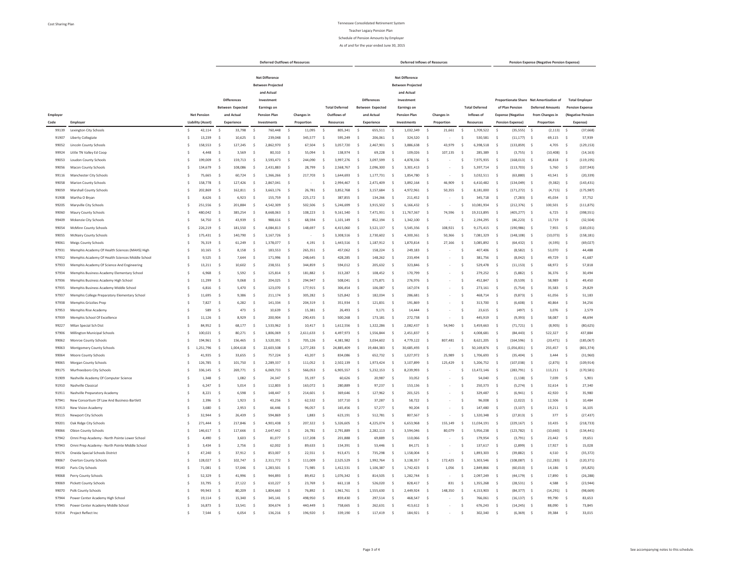Cost Sharing Plan

# Tennessee Consolidated Retirement System

## Teacher Legacy Pension Plan

### Schedule of Pension Amounts by Employer

As of and for the year ended June 30, 2015

| | | | Deferred Outflows of Resources | | | | Deferred Inflows of Resources | | | | Pension Expense (Negative Pension Expense) | | |
|---|---|---|---|---|---|---|---|---|---|---|---|---|---|
| Employer Code | Employer | Net Pension Liability (Asset) | Differences Between Expected and Actual Experience | Net Difference Between Projected and Actual Investment Earnings on Pension Plan Investments | Changes in Proportion | Total Deferred Outflows of Resources | Differences Between Expected and Actual Experience | Net Difference Between Projected and Actual Investment Earnings on Pension Plan Investments | Changes in Proportion | Total Deferred Inflows of Resources | Proportionate Share of Plan Pension Expense (Negative Pension Expense) | Net Amortization of Deferred Amounts from Changes in Proportion | Total Employer Pension Expense (Negative Pension Expense) |
| 99139 | Lexington City Schools | $ 42,114 | $ 33,798 | $ 760,448 | $ 11,095 | $ 805,341 | $ 655,511 | $ 1,032,349 | $ 21,661 | $ 1,709,522 | $ (35,555) | $ (2,113) | $ (37,668) |
| 91907 | Liberty Collegiate | $ 13,239 | $ 10,625 | $ 239,048 | $ 345,577 | $ 595,249 | $ 206,061 | $ 324,520 | $ - | $ 530,581 | $ (11,177) | $ 69,115 | $ 57,939 |
| 99052 | Lincoln County Schools | $ 158,553 | $ 127,245 | $ 2,862,970 | $ 67,504 | $ 3,057,720 | $ 2,467,901 | $ 3,886,638 | $ 43,979 | $ 6,398,518 | $ (133,859) | $ 4,705 | $ (129,153) |
| 99924 | Little TN Valley Ed Coop | $ 4,448 | $ 3,569 | $ 80,310 | $ 55,094 | $ 138,974 | $ 69,228 | $ 109,026 | $ 107,135 | $ 285,389 | $ (3,755) | $ (10,408) | $ (14,163) |
| 99053 | Loudon County Schools | $ 199,009 | $ 159,713 | $ 3,593,473 | $ 244,090 | $ 3,997,276 | $ 3,097,599 | $ 4,878,336 | $ - | $ 7,975,935 | $ (168,013) | $ 48,818 | $ (119,195) |
| 99056 | Macon County Schools | $ 134,679 | $ 108,086 | $ 2,431,883 | $ 28,799 | $ 2,568,767 | $ 2,096,300 | $ 3,301,413 | $ - | $ 5,397,714 | $ (113,703) | $ 5,760 | $ (107,943) |
| 99116 | Manchester City Schools | $ 75,665 | $ 60,724 | $ 1,366,266 | $ 217,703 | $ 1,644,693 | $ 1,177,731 | $ 1,854,780 | $ - | $ 3,032,511 | $ (63,880) | $ 43,541 | $ (20,339) |
| 99058 | Marion County Schools | $ 158,778 | $ 127,426 | $ 2,867,041 | $ - | $ 2,994,467 | $ 2,471,409 | $ 3,892,164 | $ 46,909 | $ 6,410,482 | $ (134,049) | $ (9,382) | $ (143,431) |
| 99059 | Marshall County Schools | $ 202,869 | $ 162,811 | $ 3,663,176 | $ 26,781 | $ 3,852,768 | $ 3,157,684 | $ 4,972,961 | $ 50,355 | $ 8,181,000 | $ (171,272) | $ (4,715) | $ (175,987) |
| 91908 | Martha O Bryan | $ 8,626 | $ 6,923 | $ 155,759 | $ 225,172 | $ 387,855 | $ 134,266 | $ 211,452 | $ - | $ 345,718 | $ (7,283) | $ 45,034 | $ 37,752 |
| 99205 | Maryville City Schools | $ 251,556 | $ 201,884 | $ 4,542,309 | $ 502,506 | $ 5,246,699 | $ 3,915,502 | $ 6,166,432 | $ - | $ 10,081,934 | $ (212,376) | $ 100,501 | $ (111,875) |
| 99060 | Maury County Schools | $ 480,042 | $ 385,254 | $ 8,668,063 | $ 108,223 | $ 9,161,540 | $ 7,471,931 | $ 11,767,367 | $ 74,596 | $ 19,313,895 | $ (405,277) | $ 6,725 | $ (398,551) |
| 99409 | Mckenzie City Schools | $ 54,750 | $ 43,939 | $ 988,616 | $ 68,594 | $ 1,101,149 | $ 852,194 | $ 1,342,100 | $ - | $ 2,194,295 | $ (46,223) | $ 13,719 | $ (32,504) |
| 99054 | McMinn County Schools | $ 226,219 | $ 181,550 | $ 4,084,813 | $ 148,697 | $ 4,415,060 | $ 3,521,137 | $ 5,545,356 | $ 108,921 | $ 9,175,415 | $ (190,986) | $ 7,955 | $ (183,031) |
| 99055 | McNairy County Schools | $ 175,431 | $ 140,790 | $ 3,167,726 | $ - | $ 3,308,516 | $ 2,730,602 | $ 4,300,361 | $ 50,366 | $ 7,081,329 | $ (148,108) | $ (10,073) | $ (158,181) |
| 99061 | Meigs County Schools | $ 76,319 | $ 61,249 | $ 1,378,077 | $ 4,191 | $ 1,443,516 | $ 1,187,912 | $ 1,870,814 | $ 27,166 | $ 3,085,892 | $ (64,432) | $ (4,595) | $ (69,027) |
| 97931 | Memphis Academy Of Health Sciences (MAHS) High | $ 10,165 | $ 8,158 | $ 183,553 | $ 265,351 | $ 457,062 | $ 158,224 | $ 249,183 | $ - | $ 407,406 | $ (8,582) | $ 53,070 | $ 44,488 |
| 97932 | Memphis Academy Of Health Sciences Middle School | $ 9,525 | $ 7,644 | $ 171,996 | $ 248,645 | $ 428,285 | $ 148,262 | $ 233,494 | $ - | $ 381,756 | $ (8,042) | $ 49,729 | $ 41,687 |
| 97933 | Memphis Academy Of Science And Engineering | $ 13,211 | $ 10,602 | $ 238,551 | $ 344,859 | $ 594,012 | $ 205,632 | $ 323,846 | $ - | $ 529,478 | $ (11,153) | $ 68,972 | $ 57,818 |
| 97934 | Memphis Business Academy Elementary School | $ 6,968 | $ 5,592 | $ 125,814 | $ 181,882 | $ 313,287 | $ 108,452 | $ 170,799 | $ - | $ 279,252 | $ (5,882) | $ 36,376 | $ 30,494 |
| 97936 | Memphis Business Academy High School | $ 11,299 | $ 9,068 | $ 204,025 | $ 294,947 | $ 508,041 | $ 175,871 | $ 276,976 | $ - | $ 452,847 | $ (9,539) | $ 58,989 | $ 49,450 |
| 97935 | Memphis Business Academy Middle School | $ 6,816 | $ 5,470 | $ 123,070 | $ 177,915 | $ 306,454 | $ 106,087 | $ 167,074 | $ - | $ 273,161 | $ (5,754) | $ 35,583 | $ 29,829 |
| 97937 | Memphis College Preparatory Elementary School | $ 11,695 | $ 9,386 | $ 211,174 | $ 305,282 | $ 525,842 | $ 182,034 | $ 286,681 | $ - | $ 468,714 | $ (9,873) | $ 61,056 | $ 51,183 |
| 97938 | Memphis Grizzlies Prep | $ 7,827 | $ 6,282 | $ 141,334 | $ 204,319 | $ 351,934 | $ 121,831 | $ 191,869 | $ - | $ 313,700 | $ (6,608) | $ 40,864 | $ 34,256 |
| 97953 | Memphis Rise Academy | $ 589 | $ 473 | $ 10,639 | $ 15,381 | $ 26,493 | $ 9,171 | $ 14,444 | $ - | $ 23,615 | $ (497) | $ 3,076 | $ 2,579 |
| 97939 | Memphis School Of Excellence | $ 11,126 | $ 8,929 | $ 200,904 | $ 290,435 | $ 500,268 | $ 173,181 | $ 272,738 | $ - | $ 445,919 | $ (9,393) | $ 58,087 | $ 48,694 |
| 99227 | Milan Special Sch Dist | $ 84,952 | $ 68,177 | $ 1,533,962 | $ 10,417 | $ 1,612,556 | $ 1,322,286 | $ 2,082,437 | $ 54,940 | $ 3,459,663 | $ (71,721) | $ (8,905) | $ (80,625) |
| 97906 | Millington Municipal Schools | $ 100,021 | $ 80,271 | $ 1,806,069 | $ 2,611,633 | $ 4,497,973 | $ 1,556,844 | $ 2,451,837 | $ - | $ 4,008,681 | $ (84,443) | $ 522,327 | $ 437,884 |
| 99062 | Monroe County Schools | $ 194,961 | $ 156,465 | $ 3,520,391 | $ 705,126 | $ 4,381,982 | $ 3,034,602 | $ 4,779,122 | $ 807,481 | $ 8,621,205 | $ (164,596) | $ (20,471) | $ (185,067) |
| 99063 | Montgomery County Schools | $ 1,251,796 | $ 1,004,618 | $ 22,603,508 | $ 1,277,283 | $ 24,885,409 | $ 19,484,383 | $ 30,685,493 | $ - | $ 50,169,876 | $ (1,056,831) | $ 255,457 | $ (801,374) |
| 99064 | Moore County Schools | $ 41,935 | $ 33,655 | $ 757,224 | $ 43,207 | $ 834,086 | $ 652,732 | $ 1,027,972 | $ 25,989 | $ 1,706,693 | $ (35,404) | $ 3,444 | $ (31,960) |
| 99065 | Morgan County Schools | $ 126,785 | $ 101,750 | $ 2,289,337 | $ 111,052 | $ 2,502,139 | $ 1,973,424 | $ 3,107,899 | $ 125,429 | $ 5,206,752 | $ (107,038) | $ (2,875) | $ (109,914) |
| 99175 | Murfreesboro City Schools | $ 336,145 | $ 269,771 | $ 6,069,733 | $ 566,053 | $ 6,905,557 | $ 5,232,153 | $ 8,239,993 | $ - | $ 13,472,146 | $ (283,791) | $ 113,211 | $ (170,581) |
| 91909 | Nashville Academy Of Computer Science | $ 1,348 | $ 1,082 | $ 24,347 | $ 35,197 | $ 60,626 | $ 20,987 | $ 33,052 | $ - | $ 54,040 | $ (1,138) | $ 7,039 | $ 5,901 |
| 91910 | Nashville Classical | $ 6,247 | $ 5,014 | $ 112,803 | $ 163,072 | $ 280,889 | $ 97,237 | $ 153,136 | $ - | $ 250,373 | $ (5,274) | $ 32,614 | $ 27,340 |
| 91911 | Nashville Preparatory Academy | $ 8,221 | $ 6,598 | $ 148,447 | $ 214,601 | $ 369,646 | $ 127,962 | $ 201,525 | $ - | $ 329,487 | $ (6,941) | $ 42,920 | $ 35,980 |
| 97941 | New Consortium Of Law And Business-Bartlett | $ 2,396 | $ 1,923 | $ 43,256 | $ 62,532 | $ 107,710 | $ 37,287 | $ 58,722 | $ - | $ 96,008 | $ (2,022) | $ 12,506 | $ 10,484 |
| 91913 | New Vision Academy | $ 3,680 | $ 2,953 | $ 66,446 | $ 96,057 | $ 165,456 | $ 57,277 | $ 90,204 | $ - | $ 147,480 | $ (3,107) | $ 19,211 | $ 16,105 |
| 99115 | Newport City Schools | $ 32,944 | $ 26,439 | $ 594,869 | $ 1,883 | $ 623,191 | $ 512,781 | $ 807,567 | $ - | $ 1,320,348 | $ (27,813) | $ 377 | $ (27,437) |
| 99201 | Oak Ridge City Schools | $ 271,444 | $ 217,846 | $ 4,901,438 | $ 207,322 | $ 5,326,605 | $ 4,225,074 | $ 6,653,968 | $ 155,149 | $ 11,034,191 | $ (229,167) | $ 10,435 | $ (218,733) |
| 99066 | Obion County Schools | $ 146,617 | $ 117,666 | $ 2,647,442 | $ 26,781 | $ 2,791,889 | $ 2,282,113 | $ 3,594,046 | $ 80,079 | $ 5,956,238 | $ (123,782) | $ (10,660) | $ (134,441) |
| 97942 | Omni Prep Academy - North Pointe Lower School | $ 4,490 | $ 3,603 | $ 81,077 | $ 117,208 | $ 201,888 | $ 69,889 | $ 110,066 | $ - | $ 179,954 | $ (3,791) | $ 23,442 | $ 19,651 |
| 97943 | Omni Prep Academy - North Pointe Middle School | $ 3,434 | $ 2,756 | $ 62,002 | $ 89,633 | $ 154,391 | $ 53,446 | $ 84,171 | $ - | $ 137,617 | $ (2,899) | $ 17,927 | $ 15,028 |
| 99176 | Oneida Special Schools District | $ 47,240 | $ 37,912 | $ 853,007 | $ 22,551 | $ 913,471 | $ 735,298 | $ 1,158,004 | $ - | $ 1,893,303 | $ (39,882) | $ 4,510 | $ (35,372) |
| 99067 | Overton County Schools | $ 128,027 | $ 102,747 | $ 2,311,772 | $ 111,009 | $ 2,525,529 | $ 1,992,764 | $ 3,138,357 | $ 172,425 | $ 5,303,546 | $ (108,087) | $ (12,283) | $ (120,371) |
| 99140 | Paris City Schools | $ 71,081 | $ 57,046 | $ 1,283,501 | $ 71,985 | $ 1,412,531 | $ 1,106,387 | $ 1,742,423 | $ 1,056 | $ 2,849,866 | $ (60,010) | $ 14,186 | $ (45,825) |
| 99068 | Perry County Schools | $ 52,329 | $ 41,996 | $ 944,893 | $ 89,452 | $ 1,076,342 | $ 814,505 | $ 1,282,744 | $ - | $ 2,097,249 | $ (44,179) | $ 17,890 | $ (26,288) |
| 99069 | Pickett County Schools | $ 33,795 | $ 27,122 | $ 610,227 | $ 23,769 | $ 661,118 | $ 526,020 | $ 828,417 | $ 831 | $ 1,355,268 | $ (28,531) | $ 4,588 | $ (23,944) |
| 99070 | Polk County Schools | $ 99,943 | $ 80,209 | $ 1,804,660 | $ 76,892 | $ 1,961,761 | $ 1,555,630 | $ 2,449,924 | $ 148,350 | $ 4,153,903 | $ (84,377) | $ (14,291) | $ (98,669) |
| 97944 | Power Center Academy High School | $ 19,114 | $ 15,340 | $ 345,141 | $ 498,950 | $ 859,430 | $ 297,514 | $ 468,547 | $ - | $ 766,061 | $ (16,137) | $ 99,790 | $ 83,653 |
| 97945 | Power Center Academy Middle School | $ 16,873 | $ 13,541 | $ 304,674 | $ 440,449 | $ 758,665 | $ 262,631 | $ 413,612 | $ - | $ 676,243 | $ (14,245) | $ 88,090 | $ 73,845 |
| 91914 | Project Reflect Inc | $ 7,544 | $ 6,054 | $ 136,216 | $ 196,920 | $ 339,190 | $ 117,419 | $ 184,921 | $ - | $ 302,340 | $ (6,369) | $ 39,384 | $ 33,015 |

See accompanying notes to this schedule.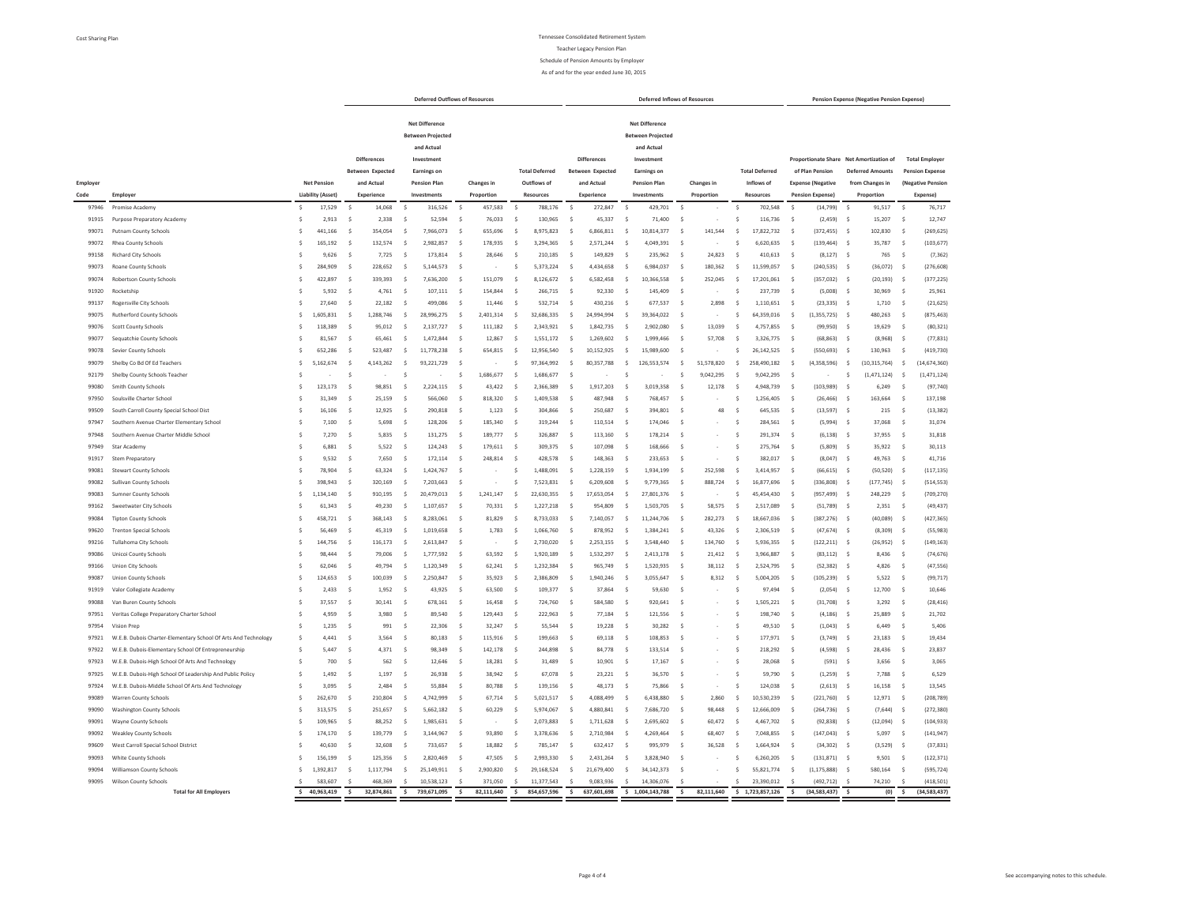Tennessee Consolidated Retirement System

Teacher Legacy Pension Plan

Schedule of Pension Amounts by Employer

As of and for the year ended June 30, 2015

| | | | Deferred Outflows of Resources | | | | Deferred Inflows of Resources | | | | Pension Expense (Negative Pension Expense) | | |
|---|---|---|---|---|---|---|---|---|---|---|---|---|---|
| Employer Code | Employer | Net Pension Liability (Asset) | Differences Between Expected and Actual Experience | Net Difference Between Projected and Actual Investment Earnings on Pension Plan Investments | Changes in Proportion | Total Deferred Outflows of Resources | Differences Between Expected and Actual Experience | Net Difference Between Projected and Actual Investment Earnings on Pension Plan Investments | Changes in Proportion | Total Deferred Inflows of Resources | Proportionate Share of Plan Pension Expense (Negative Pension Expense) | Net Amortization of Deferred Amounts from Changes in Proportion | Total Employer Pension Expense (Negative Pension Expense) |
| 97946 | Promise Academy | $ 17,529 | $ 14,068 | $ 316,526 | $ 457,583 | $ 788,176 | $ 272,847 | $ 429,701 | $ - | $ 702,548 | $ (14,799) | $ 91,517 | $ 76,717 |
| 91915 | Purpose Preparatory Academy | $ 2,913 | $ 2,338 | $ 52,594 | $ 76,033 | $ 130,965 | $ 45,337 | $ 71,400 | $ - | $ 116,736 | $ (2,459) | $ 15,207 | $ 12,747 |
| 99071 | Putnam County Schools | $ 441,166 | $ 354,054 | $ 7,966,073 | $ 655,696 | $ 8,975,823 | $ 6,866,811 | $ 10,814,377 | $ 141,544 | $ 17,822,732 | $ (372,455) | $ 102,830 | $ (269,625) |
| 99072 | Rhea County Schools | $ 165,192 | $ 132,574 | $ 2,982,857 | $ 178,935 | $ 3,294,365 | $ 2,571,244 | $ 4,049,391 | $ - | $ 6,620,635 | $ (139,464) | $ 35,787 | $ (103,677) |
| 99158 | Richard City Schools | $ 9,626 | $ 7,725 | $ 173,814 | $ 28,646 | $ 210,185 | $ 149,829 | $ 235,962 | $ 24,823 | $ 410,613 | $ (8,127) | $ 765 | $ (7,362) |
| 99073 | Roane County Schools | $ 284,909 | $ 228,652 | $ 5,144,573 | $ - | $ 5,373,224 | $ 4,434,658 | $ 6,984,037 | $ 180,362 | $ 11,599,057 | $ (240,535) | $ (36,072) | $ (276,608) |
| 99074 | Robertson County Schools | $ 422,897 | $ 339,393 | $ 7,636,200 | $ 151,079 | $ 8,126,672 | $ 6,582,458 | $ 10,366,558 | $ 252,045 | $ 17,201,061 | $ (357,032) | $ (20,193) | $ (377,225) |
| 91920 | Rocketship | $ 5,932 | $ 4,761 | $ 107,111 | $ 154,844 | $ 266,715 | $ 92,330 | $ 145,409 | $ - | $ 237,739 | $ (5,008) | $ 30,969 | $ 25,961 |
| 99137 | Rogersville City Schools | $ 27,640 | $ 22,182 | $ 499,086 | $ 11,446 | $ 532,714 | $ 430,216 | $ 677,537 | $ 2,898 | $ 1,110,651 | $ (23,335) | $ 1,710 | $ (21,625) |
| 99075 | Rutherford County Schools | $ 1,605,831 | $ 1,288,746 | $ 28,996,275 | $ 2,401,314 | $ 32,686,335 | $ 24,994,994 | $ 39,364,022 | $ - | $ 64,359,016 | $ (1,355,725) | $ 480,263 | $ (875,463) |
| 99076 | Scott County Schools | $ 118,389 | $ 95,012 | $ 2,137,727 | $ 111,182 | $ 2,343,921 | $ 1,842,735 | $ 2,902,080 | $ 13,039 | $ 4,757,855 | $ (99,950) | $ 19,629 | $ (80,321) |
| 99077 | Sequatchie County Schools | $ 81,567 | $ 65,461 | $ 1,472,844 | $ 12,867 | $ 1,551,172 | $ 1,269,602 | $ 1,999,466 | $ 57,708 | $ 3,326,775 | $ (68,863) | $ (8,968) | $ (77,831) |
| 99078 | Sevier County Schools | $ 652,286 | $ 523,487 | $ 11,778,238 | $ 654,815 | $ 12,956,540 | $ 10,152,925 | $ 15,989,600 | $ - | $ 26,142,525 | $ (550,693) | $ 130,963 | $ (419,730) |
| 99079 | Shelby Co Bd Of Ed Teachers | $ 5,162,674 | $ 4,143,262 | $ 93,221,729 | $ - | $ 97,364,992 | $ 80,357,788 | $ 126,553,574 | $ 51,578,820 | $ 258,490,182 | $ (4,358,596) | $ (10,315,764) | $ (14,674,360) |
| 92179 | Shelby County Schools Teacher | $ - | $ - | $ - | $ 1,686,677 | $ 1,686,677 | $ - | $ - | $ 9,042,295 | $ 9,042,295 | $ - | $ (1,471,124) | $ (1,471,124) |
| 99080 | Smith County Schools | $ 123,173 | $ 98,851 | $ 2,224,115 | $ 43,422 | $ 2,366,389 | $ 1,917,203 | $ 3,019,358 | $ 12,178 | $ 4,948,739 | $ (103,989) | $ 6,249 | $ (97,740) |
| 97950 | Soulsville Charter School | $ 31,349 | $ 25,159 | $ 566,060 | $ 818,320 | $ 1,409,538 | $ 487,948 | $ 768,457 | $ - | $ 1,256,405 | $ (26,466) | $ 163,664 | $ 137,198 |
| 99509 | South Carroll County Special School Dist | $ 16,106 | $ 12,925 | $ 290,818 | $ 1,123 | $ 304,866 | $ 250,687 | $ 394,801 | $ 48 | $ 645,535 | $ (13,597) | $ 215 | $ (13,382) |
| 97947 | Southern Avenue Charter Elementary School | $ 7,100 | $ 5,698 | $ 128,206 | $ 185,340 | $ 319,244 | $ 110,514 | $ 174,046 | $ - | $ 284,561 | $ (5,994) | $ 37,068 | $ 31,074 |
| 97948 | Southern Avenue Charter Middle School | $ 7,270 | $ 5,835 | $ 131,275 | $ 189,777 | $ 326,887 | $ 113,160 | $ 178,214 | $ - | $ 291,374 | $ (6,138) | $ 37,955 | $ 31,818 |
| 97949 | Star Academy | $ 6,881 | $ 5,522 | $ 124,243 | $ 179,611 | $ 309,375 | $ 107,098 | $ 168,666 | $ - | $ 275,764 | $ (5,809) | $ 35,922 | $ 30,113 |
| 91917 | Stem Preparatory | $ 9,532 | $ 7,650 | $ 172,114 | $ 248,814 | $ 428,578 | $ 148,363 | $ 233,653 | $ - | $ 382,017 | $ (8,047) | $ 49,763 | $ 41,716 |
| 99081 | Stewart County Schools | $ 78,904 | $ 63,324 | $ 1,424,767 | $ - | $ 1,488,091 | $ 1,228,159 | $ 1,934,199 | $ 252,598 | $ 3,414,957 | $ (66,615) | $ (50,520) | $ (117,135) |
| 99082 | Sullivan County Schools | $ 398,943 | $ 320,169 | $ 7,203,663 | $ - | $ 7,523,831 | $ 6,209,608 | $ 9,779,365 | $ 888,724 | $ 16,877,696 | $ (336,808) | $ (177,745) | $ (514,553) |
| 99083 | Sumner County Schools | $ 1,134,140 | $ 910,195 | $ 20,479,013 | $ 1,241,147 | $ 22,630,355 | $ 17,653,054 | $ 27,801,376 | $ - | $ 45,454,430 | $ (957,499) | $ 248,229 | $ (709,270) |
| 99162 | Sweetwater City Schools | $ 61,343 | $ 49,230 | $ 1,107,657 | $ 70,331 | $ 1,227,218 | $ 954,809 | $ 1,503,705 | $ 58,575 | $ 2,517,089 | $ (51,789) | $ 2,351 | $ (49,437) |
| 99084 | Tipton County Schools | $ 458,721 | $ 368,143 | $ 8,283,061 | $ 81,829 | $ 8,733,033 | $ 7,140,057 | $ 11,244,706 | $ 282,273 | $ 18,667,036 | $ (387,276) | $ (40,089) | $ (427,365) |
| 99620 | Trenton Special Schools | $ 56,469 | $ 45,319 | $ 1,019,658 | $ 1,783 | $ 1,066,760 | $ 878,952 | $ 1,384,241 | $ 43,326 | $ 2,306,519 | $ (47,674) | $ (8,309) | $ (55,983) |
| 99216 | Tullahoma City Schools | $ 144,756 | $ 116,173 | $ 2,613,847 | $ - | $ 2,730,020 | $ 2,253,155 | $ 3,548,440 | $ 134,760 | $ 5,936,355 | $ (122,211) | $ (26,952) | $ (149,163) |
| 99086 | Unicoi County Schools | $ 98,444 | $ 79,006 | $ 1,777,592 | $ 63,592 | $ 1,920,189 | $ 1,532,297 | $ 2,413,178 | $ 21,412 | $ 3,966,887 | $ (83,112) | $ 8,436 | $ (74,676) |
| 99166 | Union City Schools | $ 62,046 | $ 49,794 | $ 1,120,349 | $ 62,241 | $ 1,232,384 | $ 965,749 | $ 1,520,935 | $ 38,112 | $ 2,524,795 | $ (52,382) | $ 4,826 | $ (47,556) |
| 99087 | Union County Schools | $ 124,653 | $ 100,039 | $ 2,250,847 | $ 35,923 | $ 2,386,809 | $ 1,940,246 | $ 3,055,647 | $ 8,312 | $ 5,004,205 | $ (105,239) | $ 5,522 | $ (99,717) |
| 91919 | Valor Collegiate Academy | $ 2,433 | $ 1,952 | $ 43,925 | $ 63,500 | $ 109,377 | $ 37,864 | $ 59,630 | $ - | $ 97,494 | $ (2,054) | $ 12,700 | $ 10,646 |
| 99088 | Van Buren County Schools | $ 37,557 | $ 30,141 | $ 678,161 | $ 16,458 | $ 724,760 | $ 584,580 | $ 920,641 | $ - | $ 1,505,221 | $ (31,708) | $ 3,292 | $ (28,416) |
| 97951 | Veritas College Preparatory Charter School | $ 4,959 | $ 3,980 | $ 89,540 | $ 129,443 | $ 222,963 | $ 77,184 | $ 121,556 | $ - | $ 198,740 | $ (4,186) | $ 25,889 | $ 21,702 |
| 97954 | Vision Prep | $ 1,235 | $ 991 | $ 22,306 | $ 32,247 | $ 55,544 | $ 19,228 | $ 30,282 | $ - | $ 49,510 | $ (1,043) | $ 6,449 | $ 5,406 |
| 97921 | W.E.B. Dubois Charter-Elementary School Of Arts And Technology | $ 4,441 | $ 3,564 | $ 80,183 | $ 115,916 | $ 199,663 | $ 69,118 | $ 108,853 | $ - | $ 177,971 | $ (3,749) | $ 23,183 | $ 19,434 |
| 97922 | W.E.B. Dubois-Elementary School Of Entrepreneurship | $ 5,447 | $ 4,371 | $ 98,349 | $ 142,178 | $ 244,898 | $ 84,778 | $ 133,514 | $ - | $ 218,292 | $ (4,598) | $ 28,436 | $ 23,837 |
| 97923 | W.E.B. Dubois-High School Of Arts And Technology | $ 700 | $ 562 | $ 12,646 | $ 18,281 | $ 31,489 | $ 10,901 | $ 17,167 | $ - | $ 28,068 | $ (591) | $ 3,656 | $ 3,065 |
| 97925 | W.E.B. Dubois-High School Of Leadership And Public Policy | $ 1,492 | $ 1,197 | $ 26,938 | $ 38,942 | $ 67,078 | $ 23,221 | $ 36,570 | $ - | $ 59,790 | $ (1,259) | $ 7,788 | $ 6,529 |
| 97924 | W.E.B. Dubois-Middle School Of Arts And Technology | $ 3,095 | $ 2,484 | $ 55,884 | $ 80,788 | $ 139,156 | $ 48,173 | $ 75,866 | $ - | $ 124,038 | $ (2,613) | $ 16,158 | $ 13,545 |
| 99089 | Warren County Schools | $ 262,670 | $ 210,804 | $ 4,742,999 | $ 67,714 | $ 5,021,517 | $ 4,088,499 | $ 6,438,880 | $ 2,860 | $ 10,530,239 | $ (221,760) | $ 12,971 | $ (208,789) |
| 99090 | Washington County Schools | $ 313,575 | $ 251,657 | $ 5,662,182 | $ 60,229 | $ 5,974,067 | $ 4,880,841 | $ 7,686,720 | $ 98,448 | $ 12,666,009 | $ (264,736) | $ (7,644) | $ (272,380) |
| 99091 | Wayne County Schools | $ 109,965 | $ 88,252 | $ 1,985,631 | $ - | $ 2,073,883 | $ 1,711,628 | $ 2,695,602 | $ 60,472 | $ 4,467,702 | $ (92,838) | $ (12,094) | $ (104,933) |
| 99092 | Weakley County Schools | $ 174,170 | $ 139,779 | $ 3,144,967 | $ 93,890 | $ 3,378,636 | $ 2,710,984 | $ 4,269,464 | $ 68,407 | $ 7,048,855 | $ (147,043) | $ 5,097 | $ (141,947) |
| 99609 | West Carroll Special School District | $ 40,630 | $ 32,608 | $ 733,657 | $ 18,882 | $ 785,147 | $ 632,417 | $ 995,979 | $ 36,528 | $ 1,664,924 | $ (34,302) | $ (3,529) | $ (37,831) |
| 99093 | White County Schools | $ 156,199 | $ 125,356 | $ 2,820,469 | $ 47,505 | $ 2,993,330 | $ 2,431,264 | $ 3,828,940 | $ - | $ 6,260,205 | $ (131,871) | $ 9,501 | $ (122,371) |
| 99094 | Williamson County Schools | $ 1,392,817 | $ 1,117,794 | $ 25,149,911 | $ 2,900,820 | $ 29,168,524 | $ 21,679,400 | $ 34,142,373 | $ - | $ 55,821,774 | $ (1,175,888) | $ 580,164 | $ (595,724) |
| 99095 | Wilson County Schools | $ 583,607 | $ 468,369 | $ 10,538,123 | $ 371,050 | $ 11,377,543 | $ 9,083,936 | $ 14,306,076 | $ - | $ 23,390,012 | $ (492,712) | $ 74,210 | $ (418,501) |
| | **Total for All Employers** | **$ 40,963,419** | **$ 32,874,861** | **$ 739,671,095** | **$ 82,111,640** | **$ 854,657,596** | **$ 637,601,698** | **$ 1,004,143,788** | **$ 82,111,640** | **$ 1,723,857,126** | **$ (34,583,437)** | **$ (0)** | **$ (34,583,437)** |

See accompanying notes to this schedule.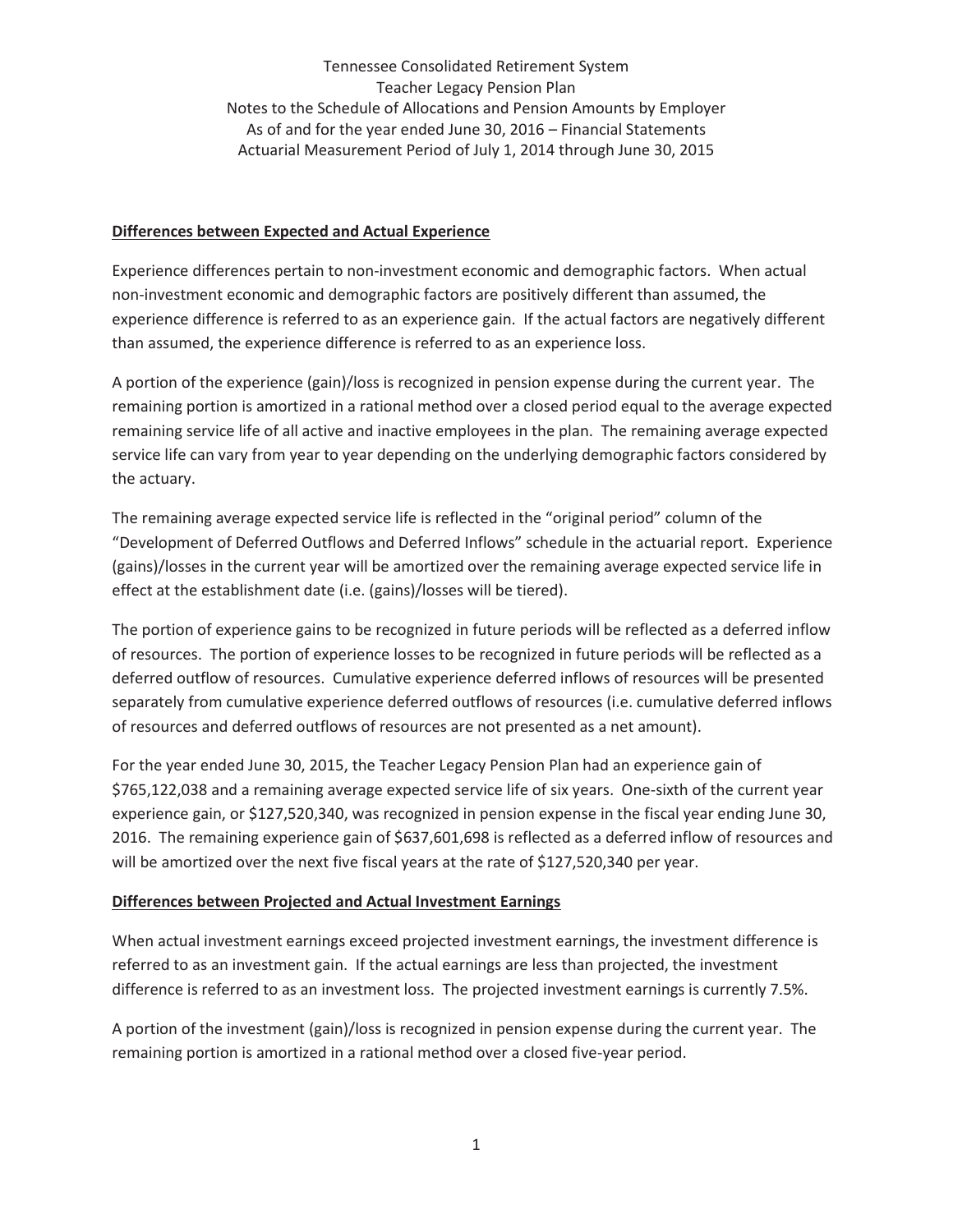Tennessee Consolidated Retirement System
Teacher Legacy Pension Plan
Notes to the Schedule of Allocations and Pension Amounts by Employer
As of and for the year ended June 30, 2016 – Financial Statements
Actuarial Measurement Period of July 1, 2014 through June 30, 2015

**Differences between Expected and Actual Experience**

Experience differences pertain to non-investment economic and demographic factors. When actual non-investment economic and demographic factors are positively different than assumed, the experience difference is referred to as an experience gain. If the actual factors are negatively different than assumed, the experience difference is referred to as an experience loss.

A portion of the experience (gain)/loss is recognized in pension expense during the current year. The remaining portion is amortized in a rational method over a closed period equal to the average expected remaining service life of all active and inactive employees in the plan. The remaining average expected service life can vary from year to year depending on the underlying demographic factors considered by the actuary.

The remaining average expected service life is reflected in the "original period" column of the "Development of Deferred Outflows and Deferred Inflows" schedule in the actuarial report. Experience (gains)/losses in the current year will be amortized over the remaining average expected service life in effect at the establishment date (i.e. (gains)/losses will be tiered).

The portion of experience gains to be recognized in future periods will be reflected as a deferred inflow of resources. The portion of experience losses to be recognized in future periods will be reflected as a deferred outflow of resources. Cumulative experience deferred inflows of resources will be presented separately from cumulative experience deferred outflows of resources (i.e. cumulative deferred inflows of resources and deferred outflows of resources are not presented as a net amount).

For the year ended June 30, 2015, the Teacher Legacy Pension Plan had an experience gain of $765,122,038 and a remaining average expected service life of six years. One-sixth of the current year experience gain, or $127,520,340, was recognized in pension expense in the fiscal year ending June 30, 2016. The remaining experience gain of $637,601,698 is reflected as a deferred inflow of resources and will be amortized over the next five fiscal years at the rate of $127,520,340 per year.

**Differences between Projected and Actual Investment Earnings**

When actual investment earnings exceed projected investment earnings, the investment difference is referred to as an investment gain. If the actual earnings are less than projected, the investment difference is referred to as an investment loss. The projected investment earnings is currently 7.5%.

A portion of the investment (gain)/loss is recognized in pension expense during the current year. The remaining portion is amortized in a rational method over a closed five-year period.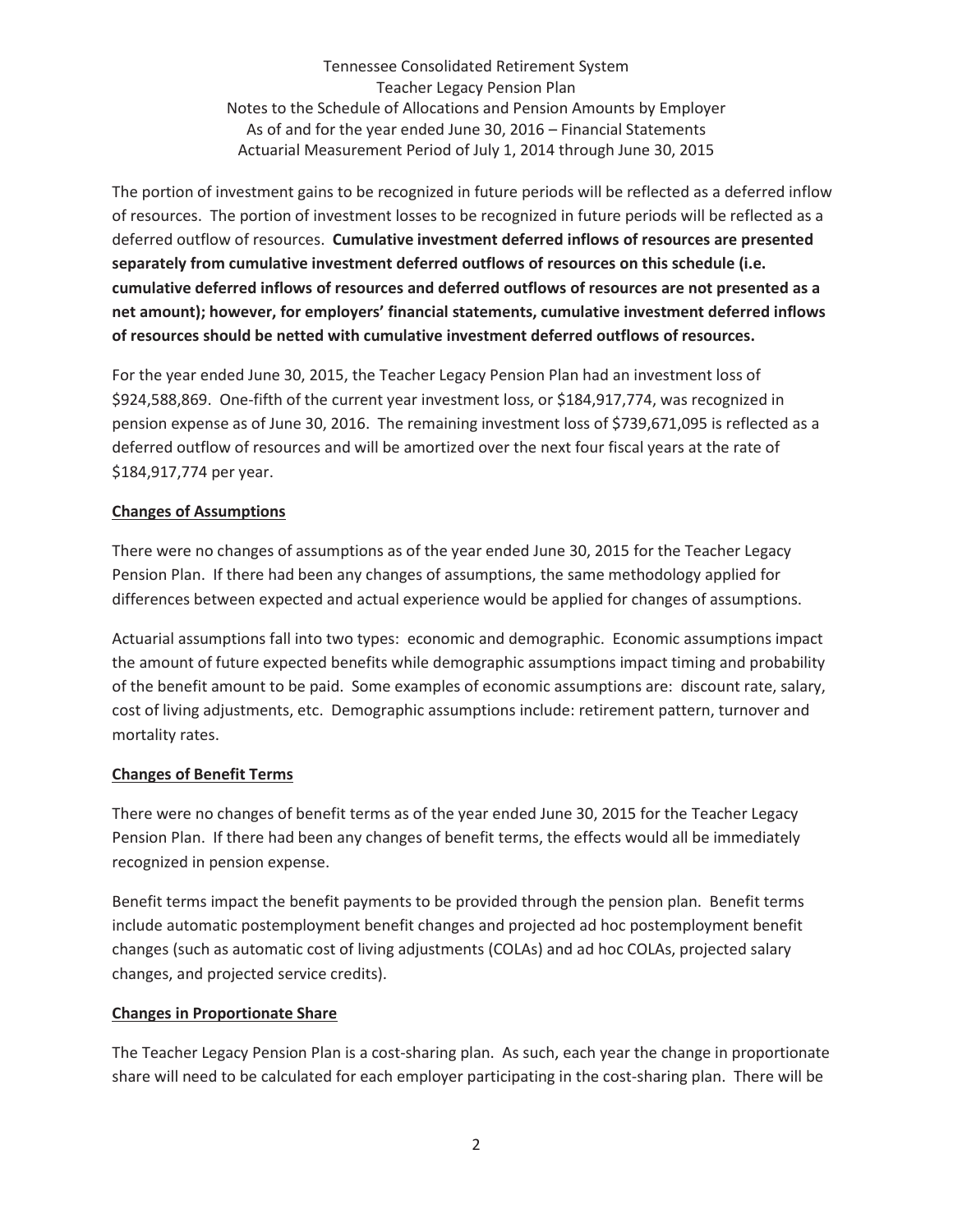The portion of investment gains to be recognized in future periods will be reflected as a deferred inflow of resources. The portion of investment losses to be recognized in future periods will be reflected as a deferred outflow of resources. **Cumulative investment deferred inflows of resources are presented separately from cumulative investment deferred outflows of resources on this schedule (i.e. cumulative deferred inflows of resources and deferred outflows of resources are not presented as a net amount); however, for employers' financial statements, cumulative investment deferred inflows of resources should be netted with cumulative investment deferred outflows of resources.**

For the year ended June 30, 2015, the Teacher Legacy Pension Plan had an investment loss of $924,588,869. One-fifth of the current year investment loss, or $184,917,774, was recognized in pension expense as of June 30, 2016. The remaining investment loss of $739,671,095 is reflected as a deferred outflow of resources and will be amortized over the next four fiscal years at the rate of $184,917,774 per year.

## Changes of Assumptions

There were no changes of assumptions as of the year ended June 30, 2015 for the Teacher Legacy Pension Plan. If there had been any changes of assumptions, the same methodology applied for differences between expected and actual experience would be applied for changes of assumptions.

Actuarial assumptions fall into two types: economic and demographic. Economic assumptions impact the amount of future expected benefits while demographic assumptions impact timing and probability of the benefit amount to be paid. Some examples of economic assumptions are: discount rate, salary, cost of living adjustments, etc. Demographic assumptions include: retirement pattern, turnover and mortality rates.

## Changes of Benefit Terms

There were no changes of benefit terms as of the year ended June 30, 2015 for the Teacher Legacy Pension Plan. If there had been any changes of benefit terms, the effects would all be immediately recognized in pension expense.

Benefit terms impact the benefit payments to be provided through the pension plan. Benefit terms include automatic postemployment benefit changes and projected ad hoc postemployment benefit changes (such as automatic cost of living adjustments (COLAs) and ad hoc COLAs, projected salary changes, and projected service credits).

## Changes in Proportionate Share

The Teacher Legacy Pension Plan is a cost-sharing plan. As such, each year the change in proportionate share will need to be calculated for each employer participating in the cost-sharing plan. There will be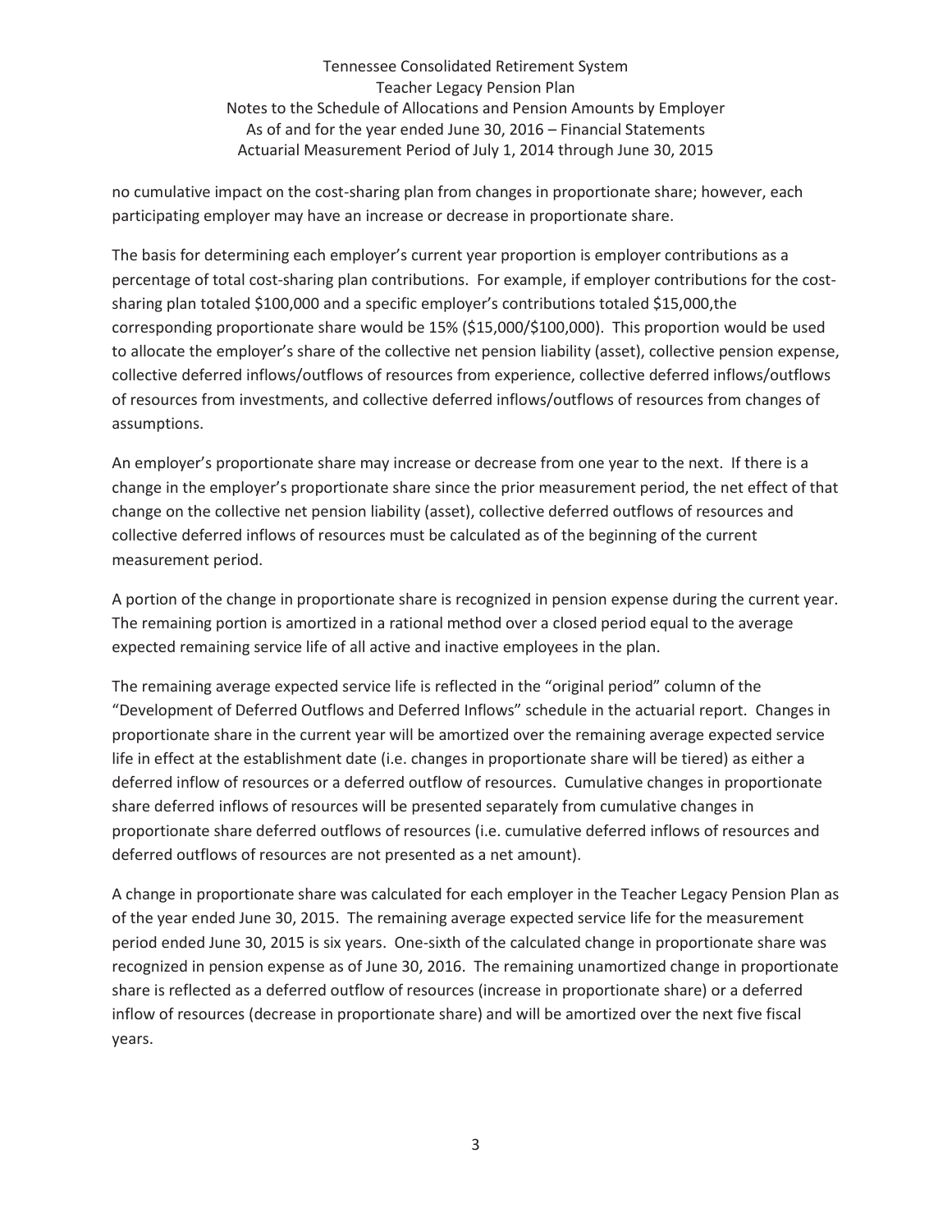no cumulative impact on the cost-sharing plan from changes in proportionate share; however, each participating employer may have an increase or decrease in proportionate share.

The basis for determining each employer's current year proportion is employer contributions as a percentage of total cost-sharing plan contributions. For example, if employer contributions for the cost-sharing plan totaled $100,000 and a specific employer's contributions totaled $15,000,the corresponding proportionate share would be 15% ($15,000/$100,000). This proportion would be used to allocate the employer's share of the collective net pension liability (asset), collective pension expense, collective deferred inflows/outflows of resources from experience, collective deferred inflows/outflows of resources from investments, and collective deferred inflows/outflows of resources from changes of assumptions.

An employer's proportionate share may increase or decrease from one year to the next. If there is a change in the employer's proportionate share since the prior measurement period, the net effect of that change on the collective net pension liability (asset), collective deferred outflows of resources and collective deferred inflows of resources must be calculated as of the beginning of the current measurement period.

A portion of the change in proportionate share is recognized in pension expense during the current year. The remaining portion is amortized in a rational method over a closed period equal to the average expected remaining service life of all active and inactive employees in the plan.

The remaining average expected service life is reflected in the "original period" column of the "Development of Deferred Outflows and Deferred Inflows" schedule in the actuarial report. Changes in proportionate share in the current year will be amortized over the remaining average expected service life in effect at the establishment date (i.e. changes in proportionate share will be tiered) as either a deferred inflow of resources or a deferred outflow of resources. Cumulative changes in proportionate share deferred inflows of resources will be presented separately from cumulative changes in proportionate share deferred outflows of resources (i.e. cumulative deferred inflows of resources and deferred outflows of resources are not presented as a net amount).

A change in proportionate share was calculated for each employer in the Teacher Legacy Pension Plan as of the year ended June 30, 2015. The remaining average expected service life for the measurement period ended June 30, 2015 is six years. One-sixth of the calculated change in proportionate share was recognized in pension expense as of June 30, 2016. The remaining unamortized change in proportionate share is reflected as a deferred outflow of resources (increase in proportionate share) or a deferred inflow of resources (decrease in proportionate share) and will be amortized over the next five fiscal years.